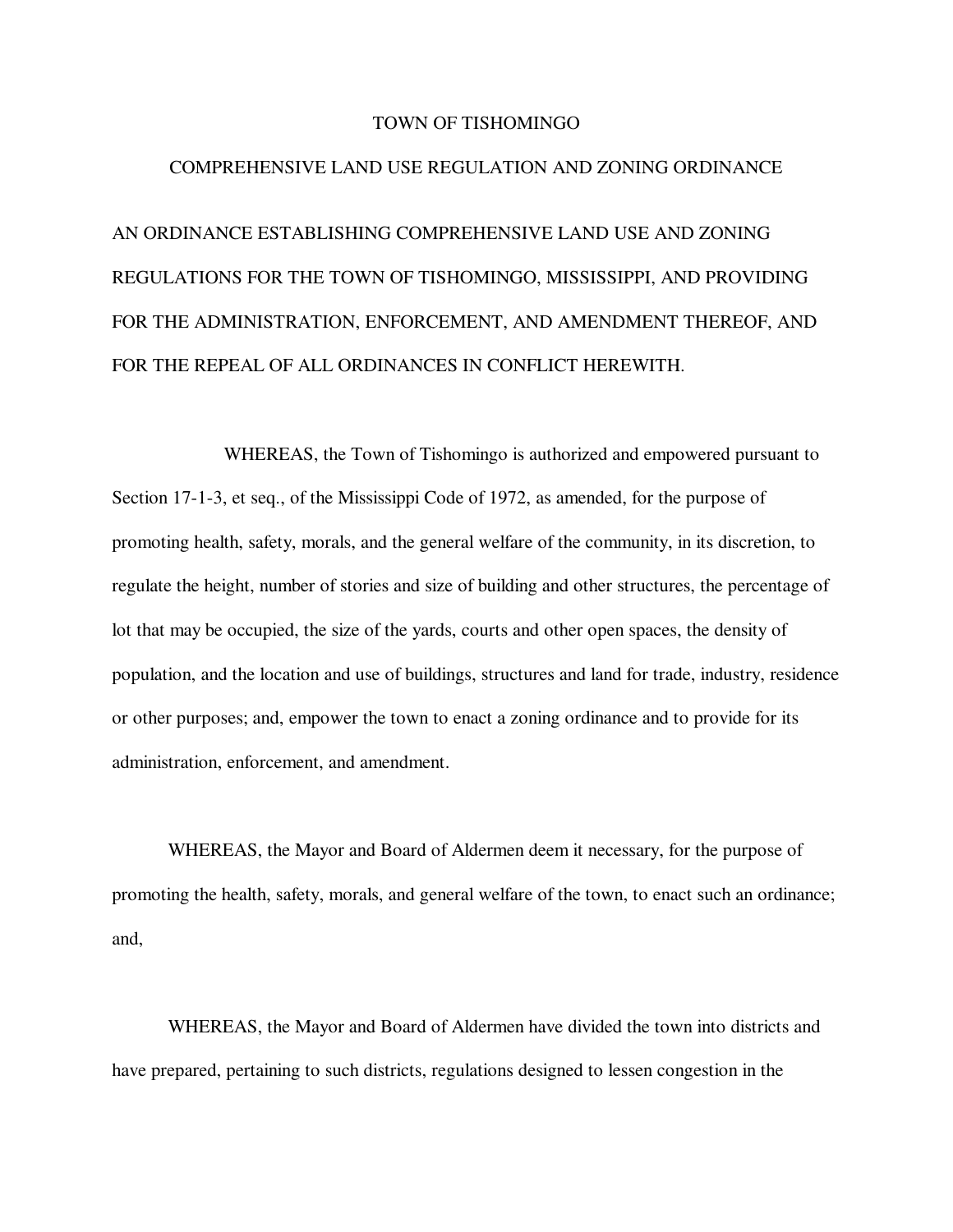# TOWN OF TISHOMINGO

## COMPREHENSIVE LAND USE REGULATION AND ZONING ORDINANCE

AN ORDINANCE ESTABLISHING COMPREHENSIVE LAND USE AND ZONING REGULATIONS FOR THE TOWN OF TISHOMINGO, MISSISSIPPI, AND PROVIDING FOR THE ADMINISTRATION, ENFORCEMENT, AND AMENDMENT THEREOF, AND FOR THE REPEAL OF ALL ORDINANCES IN CONFLICT HEREWITH.

WHEREAS, the Town of Tishomingo is authorized and empowered pursuant to Section 17-1-3, et seq., of the Mississippi Code of 1972, as amended, for the purpose of promoting health, safety, morals, and the general welfare of the community, in its discretion, to regulate the height, number of stories and size of building and other structures, the percentage of lot that may be occupied, the size of the yards, courts and other open spaces, the density of population, and the location and use of buildings, structures and land for trade, industry, residence or other purposes; and, empower the town to enact a zoning ordinance and to provide for its administration, enforcement, and amendment.

WHEREAS, the Mayor and Board of Aldermen deem it necessary, for the purpose of promoting the health, safety, morals, and general welfare of the town, to enact such an ordinance; and,

WHEREAS, the Mayor and Board of Aldermen have divided the town into districts and have prepared, pertaining to such districts, regulations designed to lessen congestion in the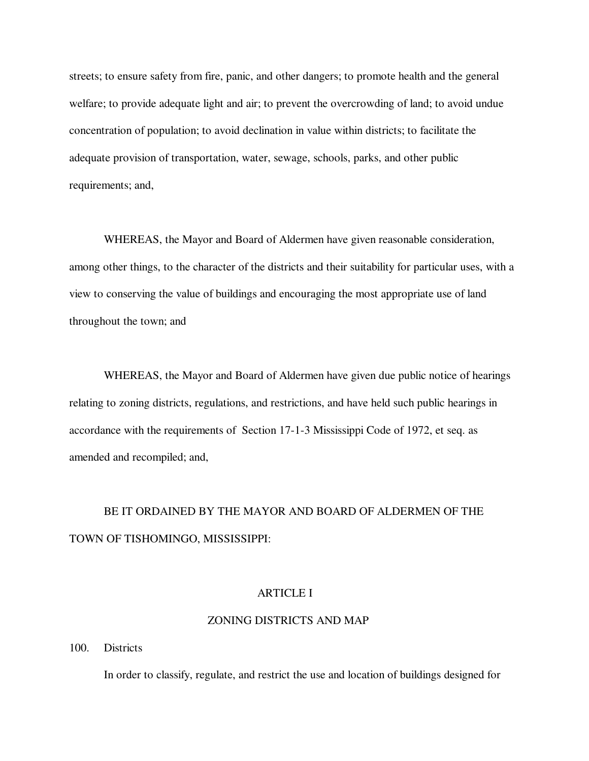streets; to ensure safety from fire, panic, and other dangers; to promote health and the general welfare; to provide adequate light and air; to prevent the overcrowding of land; to avoid undue concentration of population; to avoid declination in value within districts; to facilitate the adequate provision of transportation, water, sewage, schools, parks, and other public requirements; and,

WHEREAS, the Mayor and Board of Aldermen have given reasonable consideration, among other things, to the character of the districts and their suitability for particular uses, with a view to conserving the value of buildings and encouraging the most appropriate use of land throughout the town; and

WHEREAS, the Mayor and Board of Aldermen have given due public notice of hearings relating to zoning districts, regulations, and restrictions, and have held such public hearings in accordance with the requirements of Section 17-1-3 Mississippi Code of 1972, et seq. as amended and recompiled; and,

BE IT ORDAINED BY THE MAYOR AND BOARD OF ALDERMEN OF THE TOWN OF TISHOMINGO, MISSISSIPPI:

## ARTICLE I

## ZONING DISTRICTS AND MAP

### 100. Districts

In order to classify, regulate, and restrict the use and location of buildings designed for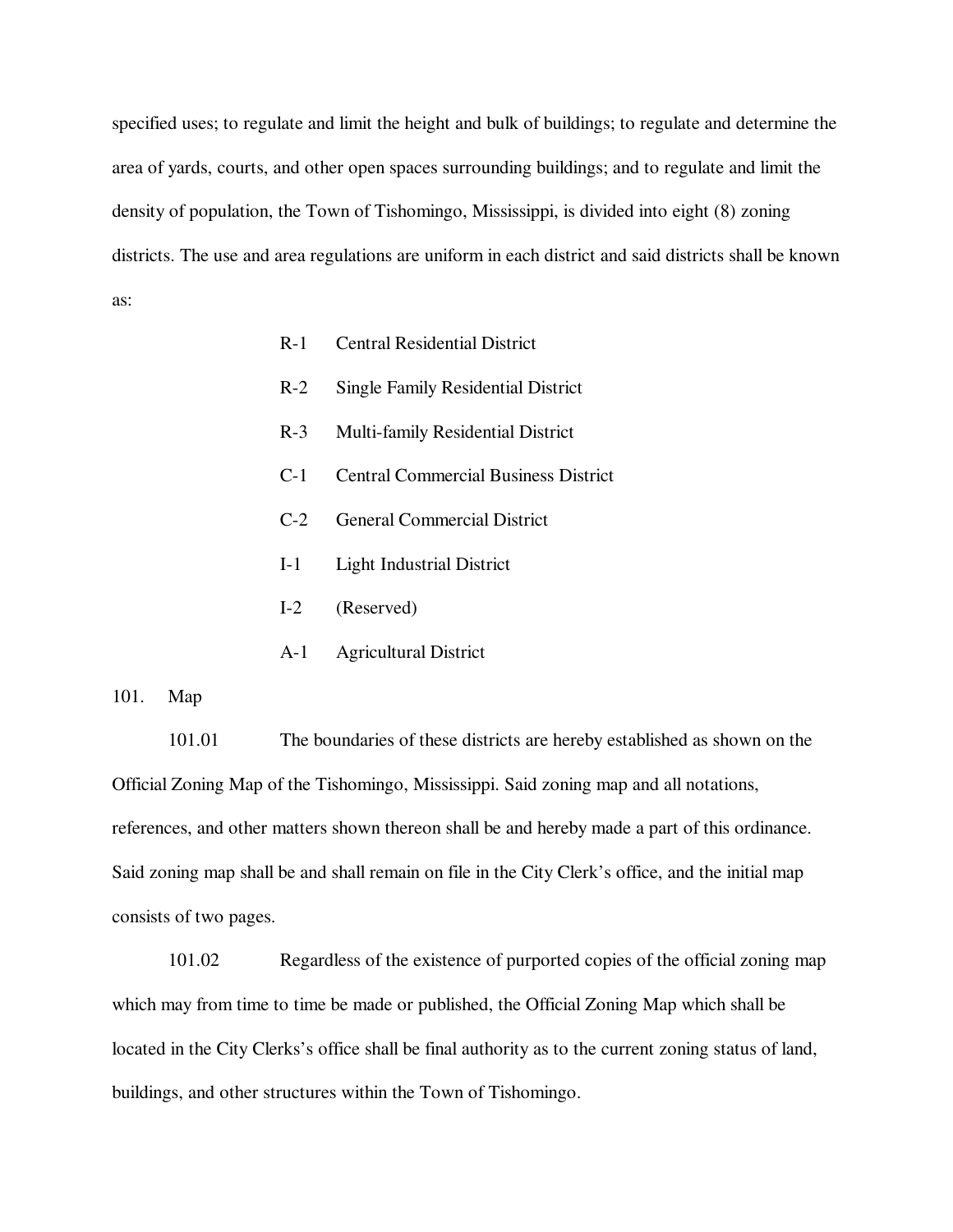specified uses; to regulate and limit the height and bulk of buildings; to regulate and determine the area of yards, courts, and other open spaces surrounding buildings; and to regulate and limit the density of population, the Town of Tishomingo, Mississippi, is divided into eight (8) zoning districts. The use and area regulations are uniform in each district and said districts shall be known as:

- R-1 Central Residential District
- R-2 Single Family Residential District
- R-3 Multi-family Residential District
- C-1 Central Commercial Business District
- C-2 General Commercial District
- I-1 Light Industrial District
- I-2 (Reserved)
- A-1 Agricultural District

101. Map

101.01 The boundaries of these districts are hereby established as shown on the Official Zoning Map of the Tishomingo, Mississippi. Said zoning map and all notations, references, and other matters shown thereon shall be and hereby made a part of this ordinance. Said zoning map shall be and shall remain on file in the City Clerk's office, and the initial map consists of two pages.

101.02 Regardless of the existence of purported copies of the official zoning map which may from time to time be made or published, the Official Zoning Map which shall be located in the City Clerks's office shall be final authority as to the current zoning status of land, buildings, and other structures within the Town of Tishomingo.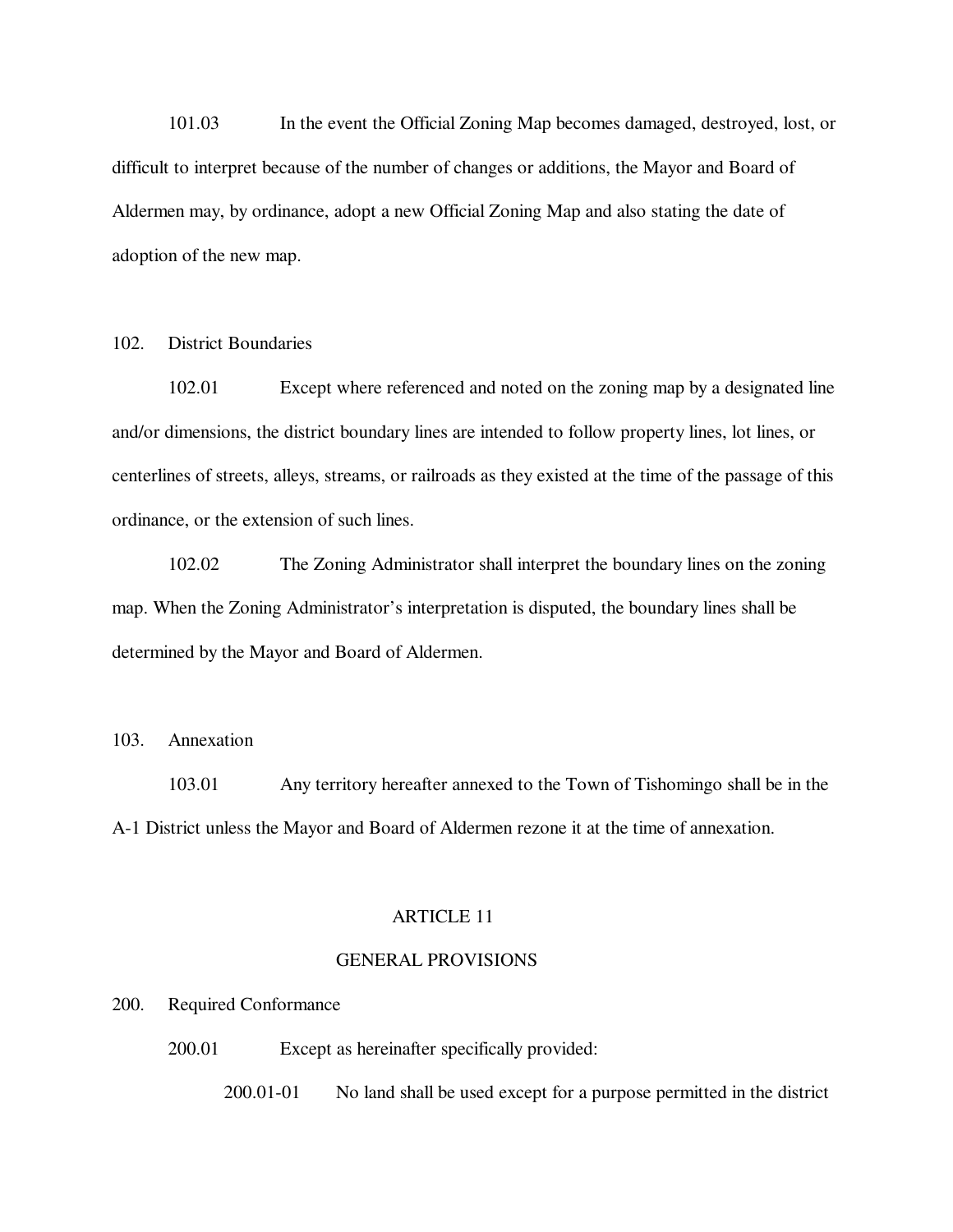101.03 In the event the Official Zoning Map becomes damaged, destroyed, lost, or difficult to interpret because of the number of changes or additions, the Mayor and Board of Aldermen may, by ordinance, adopt a new Official Zoning Map and also stating the date of adoption of the new map.

102. District Boundaries

102.01 Except where referenced and noted on the zoning map by a designated line and/or dimensions, the district boundary lines are intended to follow property lines, lot lines, or centerlines of streets, alleys, streams, or railroads as they existed at the time of the passage of this ordinance, or the extension of such lines.

102.02 The Zoning Administrator shall interpret the boundary lines on the zoning map. When the Zoning Administrator's interpretation is disputed, the boundary lines shall be determined by the Mayor and Board of Aldermen.

103. Annexation

103.01 Any territory hereafter annexed to the Town of Tishomingo shall be in the A-1 District unless the Mayor and Board of Aldermen rezone it at the time of annexation.

## ARTICLE 11

## GENERAL PROVISIONS

200. Required Conformance

200.01 Except as hereinafter specifically provided:

200.01-01 No land shall be used except for a purpose permitted in the district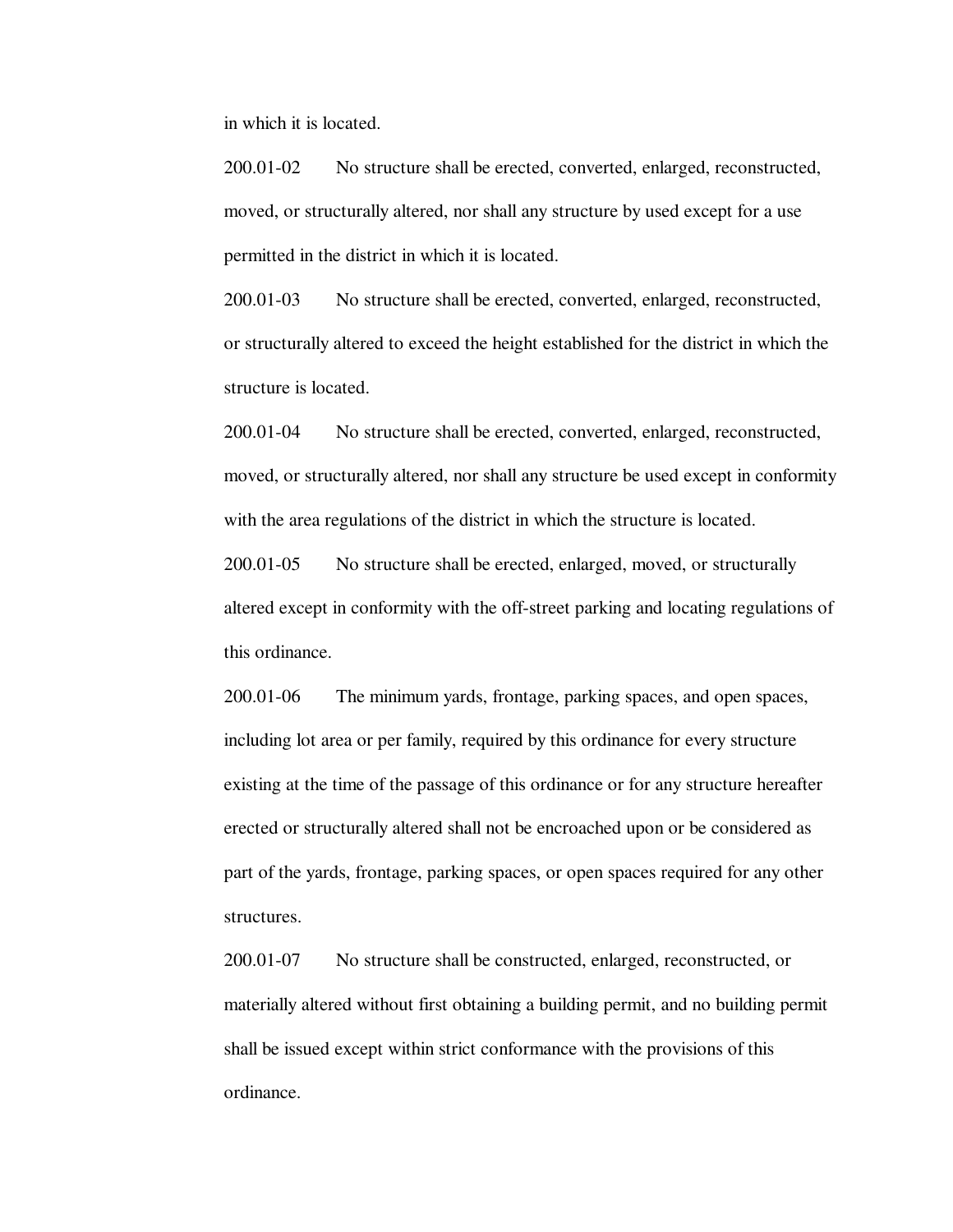in which it is located.

200.01-02 No structure shall be erected, converted, enlarged, reconstructed, moved, or structurally altered, nor shall any structure by used except for a use permitted in the district in which it is located.

200.01-03 No structure shall be erected, converted, enlarged, reconstructed, or structurally altered to exceed the height established for the district in which the structure is located.

200.01-04 No structure shall be erected, converted, enlarged, reconstructed, moved, or structurally altered, nor shall any structure be used except in conformity with the area regulations of the district in which the structure is located.

200.01-05 No structure shall be erected, enlarged, moved, or structurally altered except in conformity with the off-street parking and locating regulations of this ordinance.

200.01-06 The minimum yards, frontage, parking spaces, and open spaces, including lot area or per family, required by this ordinance for every structure existing at the time of the passage of this ordinance or for any structure hereafter erected or structurally altered shall not be encroached upon or be considered as part of the yards, frontage, parking spaces, or open spaces required for any other structures.

200.01-07 No structure shall be constructed, enlarged, reconstructed, or materially altered without first obtaining a building permit, and no building permit shall be issued except within strict conformance with the provisions of this ordinance.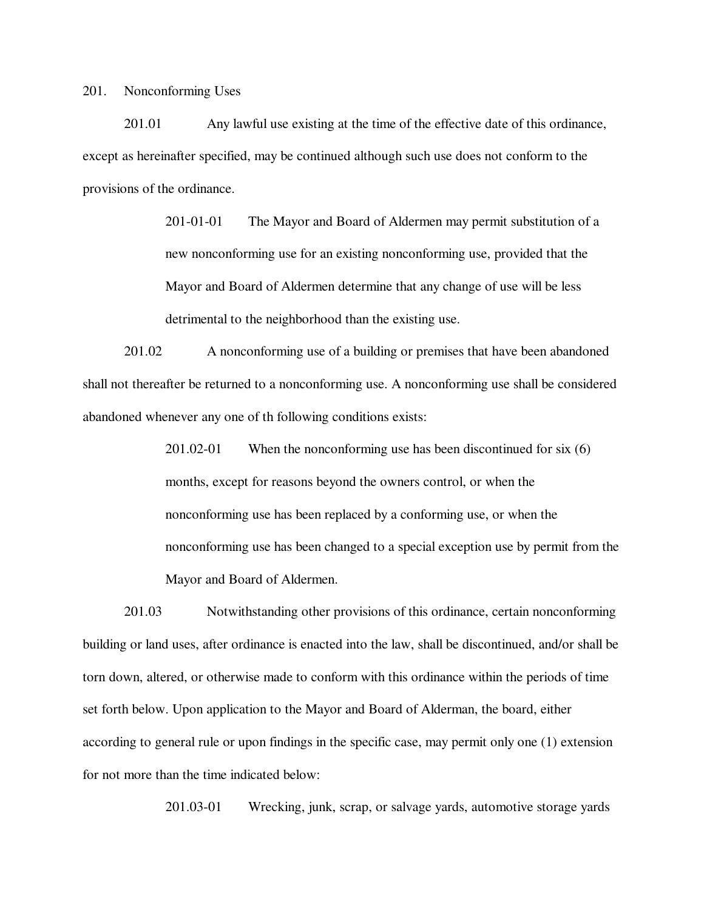201. Nonconforming Uses

201.01 Any lawful use existing at the time of the effective date of this ordinance, except as hereinafter specified, may be continued although such use does not conform to the provisions of the ordinance.

> 201-01-01 The Mayor and Board of Aldermen may permit substitution of a new nonconforming use for an existing nonconforming use, provided that the Mayor and Board of Aldermen determine that any change of use will be less detrimental to the neighborhood than the existing use.

201.02 A nonconforming use of a building or premises that have been abandoned shall not thereafter be returned to a nonconforming use. A nonconforming use shall be considered abandoned whenever any one of th following conditions exists:

> 201.02-01 When the nonconforming use has been discontinued for six (6) months, except for reasons beyond the owners control, or when the nonconforming use has been replaced by a conforming use, or when the nonconforming use has been changed to a special exception use by permit from the Mayor and Board of Aldermen.

201.03 Notwithstanding other provisions of this ordinance, certain nonconforming building or land uses, after ordinance is enacted into the law, shall be discontinued, and/or shall be torn down, altered, or otherwise made to conform with this ordinance within the periods of time set forth below. Upon application to the Mayor and Board of Alderman, the board, either according to general rule or upon findings in the specific case, may permit only one (1) extension for not more than the time indicated below:

> 201.03-01 Wrecking, junk, scrap, or salvage yards, automotive storage yards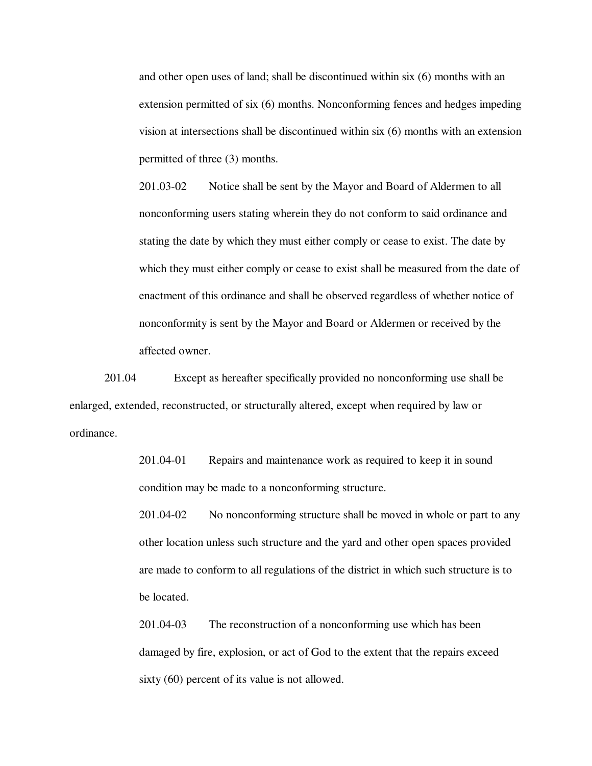and other open uses of land; shall be discontinued within six (6) months with an extension permitted of six (6) months. Nonconforming fences and hedges impeding vision at intersections shall be discontinued within six (6) months with an extension permitted of three (3) months.

201.03-02 Notice shall be sent by the Mayor and Board of Aldermen to all nonconforming users stating wherein they do not conform to said ordinance and stating the date by which they must either comply or cease to exist. The date by which they must either comply or cease to exist shall be measured from the date of enactment of this ordinance and shall be observed regardless of whether notice of nonconformity is sent by the Mayor and Board or Aldermen or received by the affected owner.

201.04 Except as hereafter specifically provided no nonconforming use shall be enlarged, extended, reconstructed, or structurally altered, except when required by law or ordinance.

201.04-01 Repairs and maintenance work as required to keep it in sound condition may be made to a nonconforming structure.

201.04-02 No nonconforming structure shall be moved in whole or part to any other location unless such structure and the yard and other open spaces provided are made to conform to all regulations of the district in which such structure is to be located.

201.04-03 The reconstruction of a nonconforming use which has been damaged by fire, explosion, or act of God to the extent that the repairs exceed sixty (60) percent of its value is not allowed.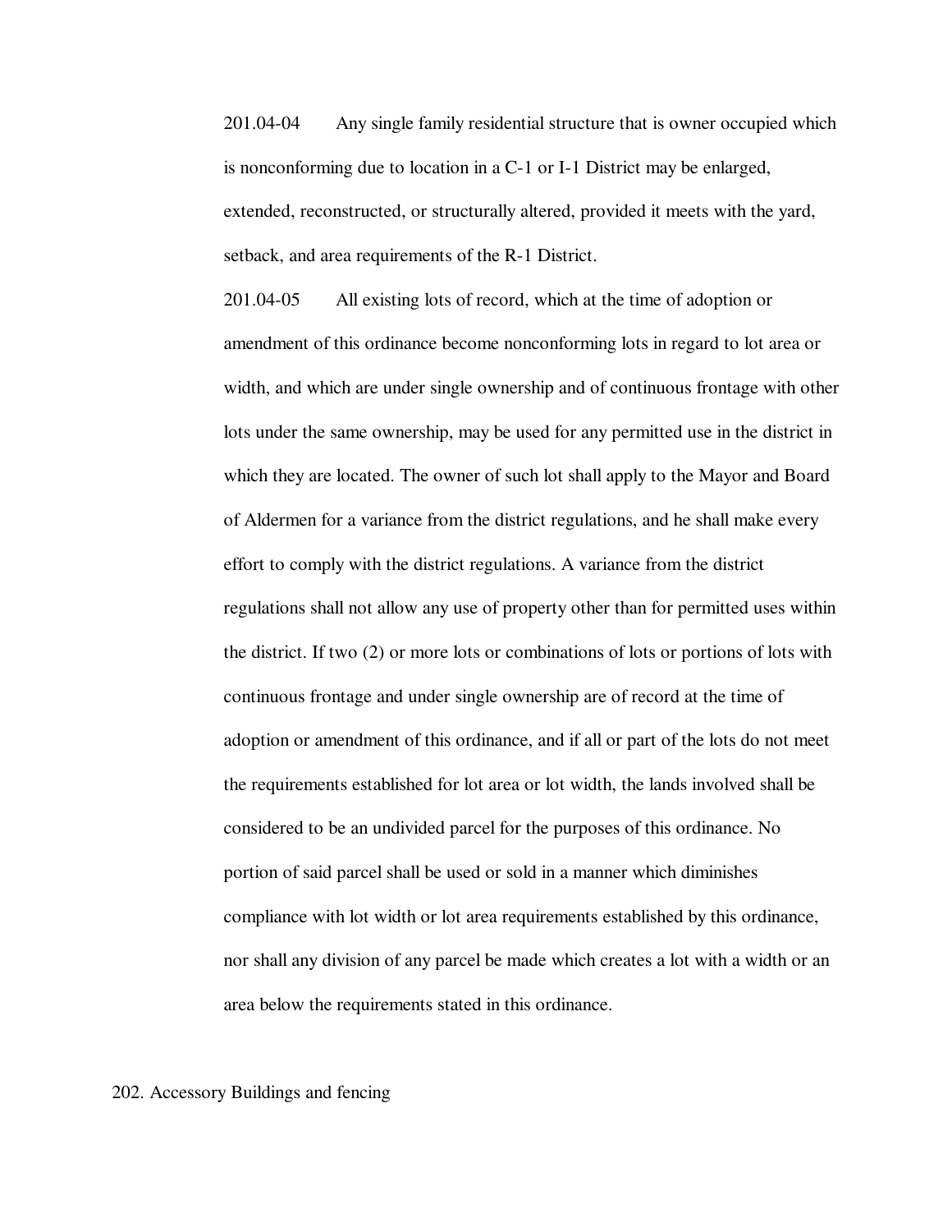201.04-04 Any single family residential structure that is owner occupied which is nonconforming due to location in a C-1 or I-1 District may be enlarged, extended, reconstructed, or structurally altered, provided it meets with the yard, setback, and area requirements of the R-1 District.

201.04-05 All existing lots of record, which at the time of adoption or amendment of this ordinance become nonconforming lots in regard to lot area or width, and which are under single ownership and of continuous frontage with other lots under the same ownership, may be used for any permitted use in the district in which they are located. The owner of such lot shall apply to the Mayor and Board of Aldermen for a variance from the district regulations, and he shall make every effort to comply with the district regulations. A variance from the district regulations shall not allow any use of property other than for permitted uses within the district. If two (2) or more lots or combinations of lots or portions of lots with continuous frontage and under single ownership are of record at the time of adoption or amendment of this ordinance, and if all or part of the lots do not meet the requirements established for lot area or lot width, the lands involved shall be considered to be an undivided parcel for the purposes of this ordinance. No portion of said parcel shall be used or sold in a manner which diminishes compliance with lot width or lot area requirements established by this ordinance, nor shall any division of any parcel be made which creates a lot with a width or an area below the requirements stated in this ordinance.

## 202. Accessory Buildings and fencing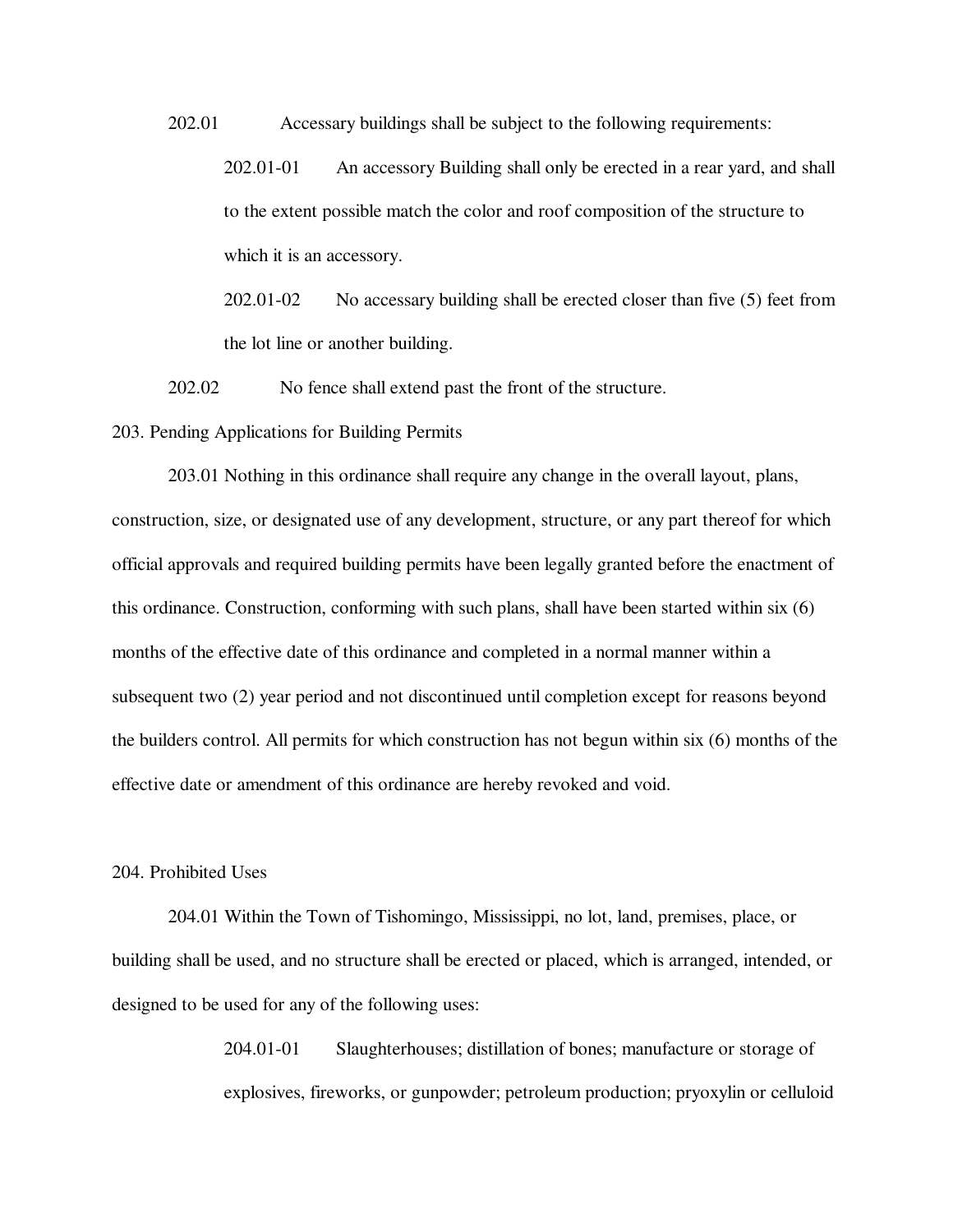202.01 Accessary buildings shall be subject to the following requirements:

202.01-01 An accessory Building shall only be erected in a rear yard, and shall to the extent possible match the color and roof composition of the structure to which it is an accessory.

202.01-02 No accessary building shall be erected closer than five (5) feet from the lot line or another building.

202.02 No fence shall extend past the front of the structure.

203. Pending Applications for Building Permits

203.01 Nothing in this ordinance shall require any change in the overall layout, plans, construction, size, or designated use of any development, structure, or any part thereof for which official approvals and required building permits have been legally granted before the enactment of this ordinance. Construction, conforming with such plans, shall have been started within six (6) months of the effective date of this ordinance and completed in a normal manner within a subsequent two (2) year period and not discontinued until completion except for reasons beyond the builders control. All permits for which construction has not begun within six (6) months of the effective date or amendment of this ordinance are hereby revoked and void.

204. Prohibited Uses

204.01 Within the Town of Tishomingo, Mississippi, no lot, land, premises, place, or building shall be used, and no structure shall be erected or placed, which is arranged, intended, or designed to be used for any of the following uses:

204.01-01 Slaughterhouses; distillation of bones; manufacture or storage of explosives, fireworks, or gunpowder; petroleum production; pryoxylin or celluloid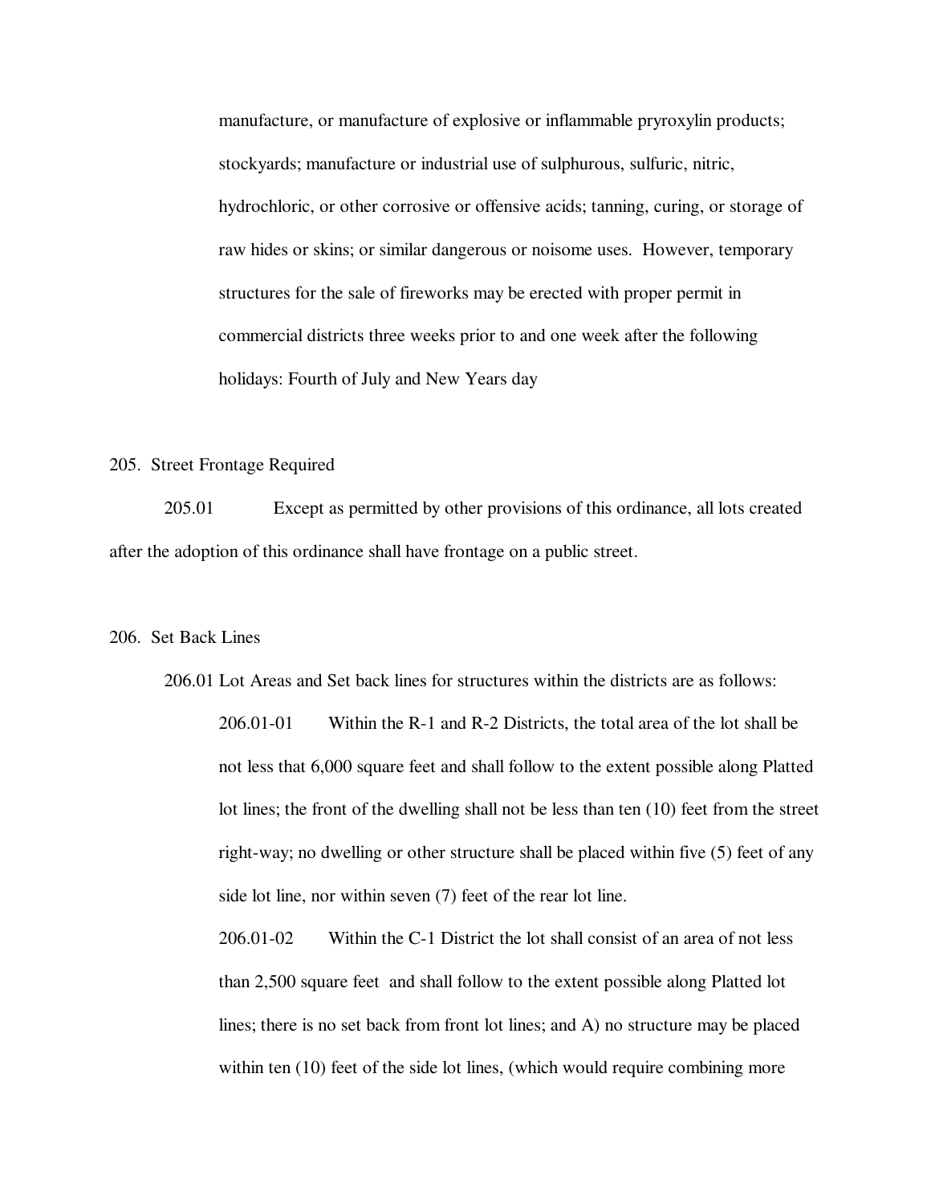manufacture, or manufacture of explosive or inflammable pryroxylin products; stockyards; manufacture or industrial use of sulphurous, sulfuric, nitric, hydrochloric, or other corrosive or offensive acids; tanning, curing, or storage of raw hides or skins; or similar dangerous or noisome uses. However, temporary structures for the sale of fireworks may be erected with proper permit in commercial districts three weeks prior to and one week after the following holidays: Fourth of July and New Years day

## 205. Street Frontage Required

205.01 Except as permitted by other provisions of this ordinance, all lots created after the adoption of this ordinance shall have frontage on a public street.

## 206. Set Back Lines

206.01 Lot Areas and Set back lines for structures within the districts are as follows:

206.01-01 Within the R-1 and R-2 Districts, the total area of the lot shall be not less that 6,000 square feet and shall follow to the extent possible along Platted lot lines; the front of the dwelling shall not be less than ten (10) feet from the street right-way; no dwelling or other structure shall be placed within five (5) feet of any side lot line, nor within seven (7) feet of the rear lot line.

206.01-02 Within the C-1 District the lot shall consist of an area of not less than 2,500 square feet and shall follow to the extent possible along Platted lot lines; there is no set back from front lot lines; and A) no structure may be placed within ten (10) feet of the side lot lines, (which would require combining more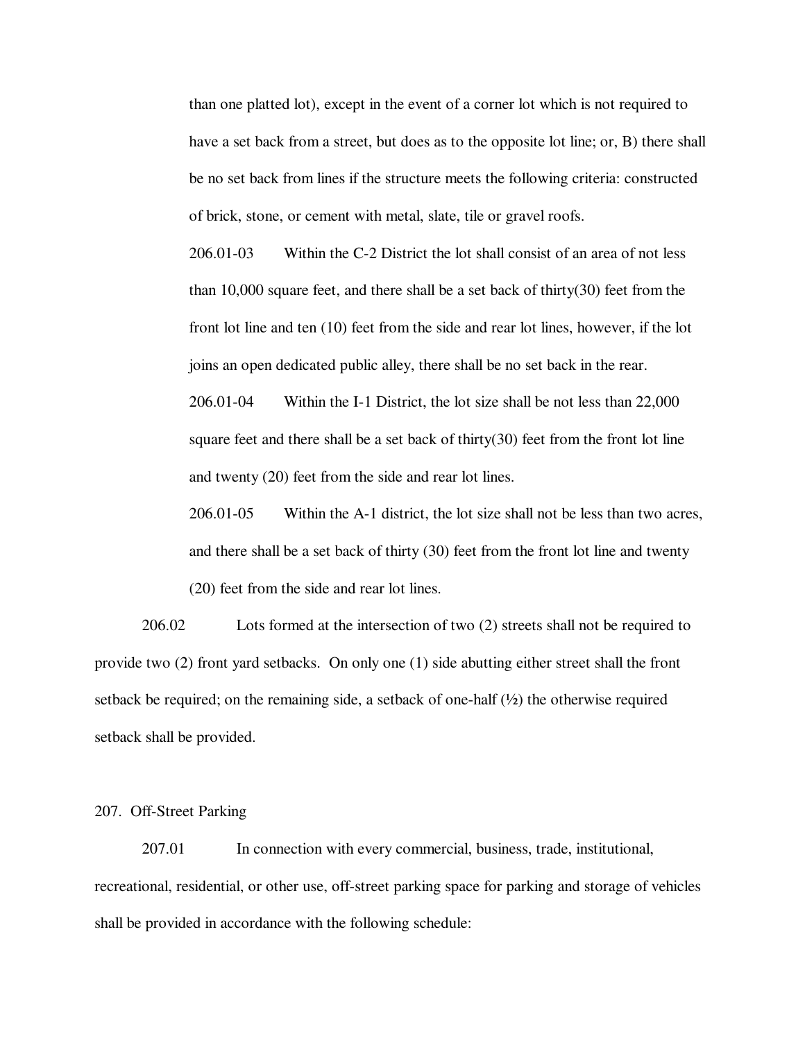than one platted lot), except in the event of a corner lot which is not required to have a set back from a street, but does as to the opposite lot line; or, B) there shall be no set back from lines if the structure meets the following criteria: constructed of brick, stone, or cement with metal, slate, tile or gravel roofs.

206.01-03 Within the C-2 District the lot shall consist of an area of not less than 10,000 square feet, and there shall be a set back of thirty(30) feet from the front lot line and ten (10) feet from the side and rear lot lines, however, if the lot joins an open dedicated public alley, there shall be no set back in the rear.

206.01-04 Within the I-1 District, the lot size shall be not less than 22,000 square feet and there shall be a set back of thirty(30) feet from the front lot line and twenty (20) feet from the side and rear lot lines.

206.01-05 Within the A-1 district, the lot size shall not be less than two acres, and there shall be a set back of thirty (30) feet from the front lot line and twenty (20) feet from the side and rear lot lines.

206.02 Lots formed at the intersection of two (2) streets shall not be required to provide two (2) front yard setbacks. On only one (1) side abutting either street shall the front setback be required; on the remaining side, a setback of one-half (½) the otherwise required setback shall be provided.

## 207. Off-Street Parking

207.01 In connection with every commercial, business, trade, institutional, recreational, residential, or other use, off-street parking space for parking and storage of vehicles shall be provided in accordance with the following schedule: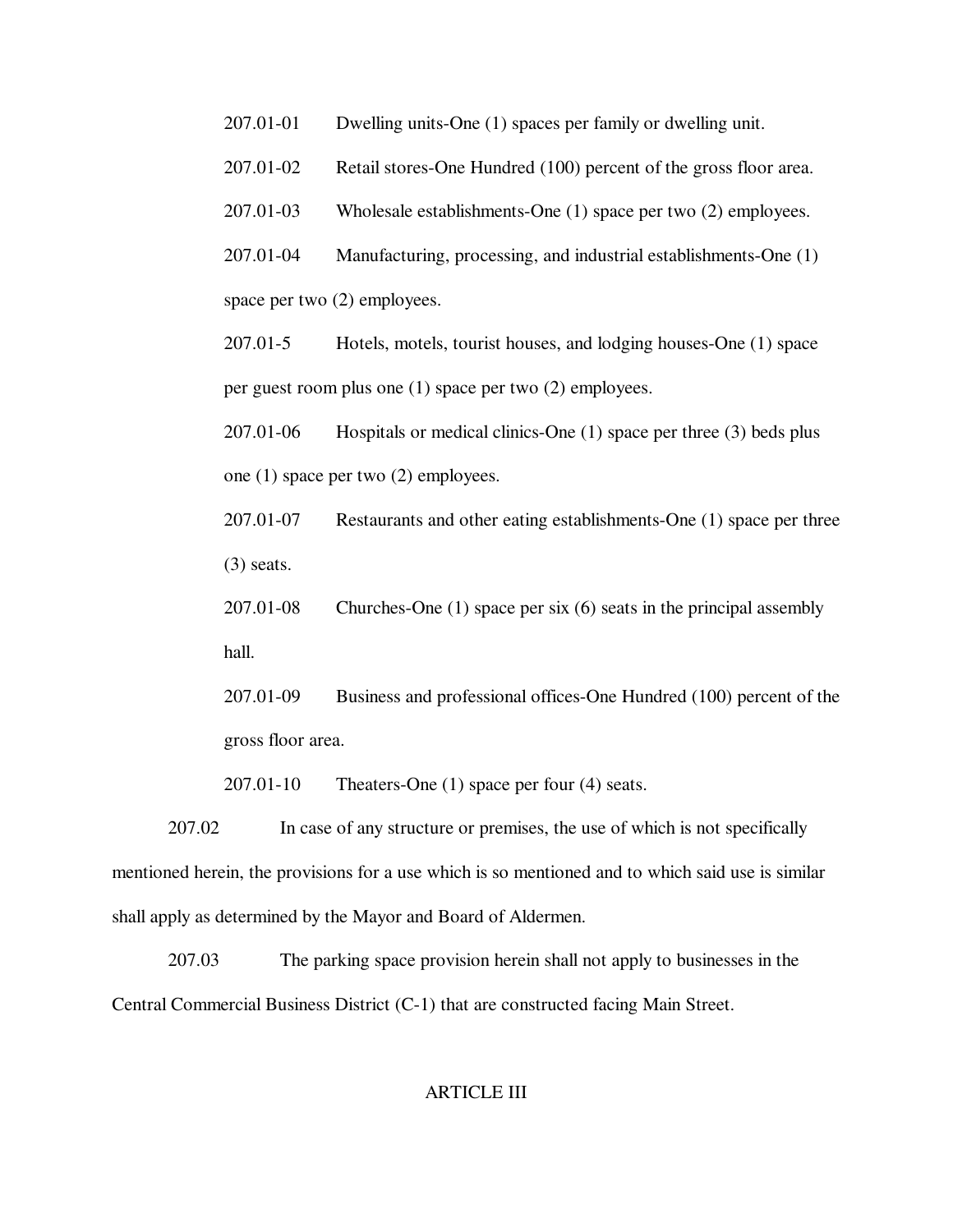207.01-01 Dwelling units-One (1) spaces per family or dwelling unit.

207.01-02 Retail stores-One Hundred (100) percent of the gross floor area.

207.01-03 Wholesale establishments-One (1) space per two (2) employees.

207.01-04 Manufacturing, processing, and industrial establishments-One (1) space per two (2) employees.

207.01-5 Hotels, motels, tourist houses, and lodging houses-One (1) space per guest room plus one (1) space per two (2) employees.

207.01-06 Hospitals or medical clinics-One (1) space per three (3) beds plus one (1) space per two (2) employees.

207.01-07 Restaurants and other eating establishments-One (1) space per three (3) seats.

207.01-08 Churches-One (1) space per six (6) seats in the principal assembly hall.

207.01-09 Business and professional offices-One Hundred (100) percent of the gross floor area.

207.01-10 Theaters-One (1) space per four (4) seats.

207.02 In case of any structure or premises, the use of which is not specifically mentioned herein, the provisions for a use which is so mentioned and to which said use is similar shall apply as determined by the Mayor and Board of Aldermen.

207.03 The parking space provision herein shall not apply to businesses in the Central Commercial Business District (C-1) that are constructed facing Main Street.

## ARTICLE III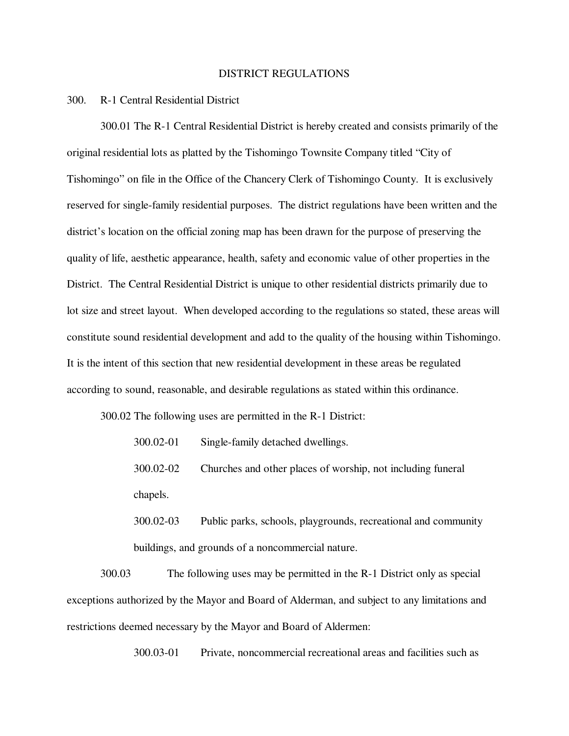# DISTRICT REGULATIONS

## 300. R-1 Central Residential District

300.01 The R-1 Central Residential District is hereby created and consists primarily of the original residential lots as platted by the Tishomingo Townsite Company titled "City of Tishomingo" on file in the Office of the Chancery Clerk of Tishomingo County. It is exclusively reserved for single-family residential purposes. The district regulations have been written and the district's location on the official zoning map has been drawn for the purpose of preserving the quality of life, aesthetic appearance, health, safety and economic value of other properties in the District. The Central Residential District is unique to other residential districts primarily due to lot size and street layout. When developed according to the regulations so stated, these areas will constitute sound residential development and add to the quality of the housing within Tishomingo. It is the intent of this section that new residential development in these areas be regulated according to sound, reasonable, and desirable regulations as stated within this ordinance.

300.02 The following uses are permitted in the R-1 District:

300.02-01 Single-family detached dwellings.

300.02-02 Churches and other places of worship, not including funeral chapels.

300.02-03 Public parks, schools, playgrounds, recreational and community buildings, and grounds of a noncommercial nature.

300.03 The following uses may be permitted in the R-1 District only as special exceptions authorized by the Mayor and Board of Alderman, and subject to any limitations and restrictions deemed necessary by the Mayor and Board of Aldermen:

300.03-01 Private, noncommercial recreational areas and facilities such as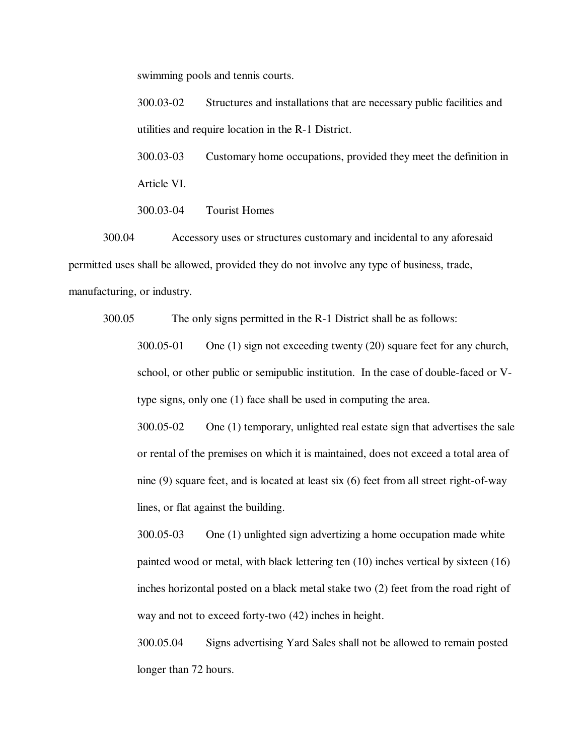swimming pools and tennis courts.

300.03-02 Structures and installations that are necessary public facilities and utilities and require location in the R-1 District.

300.03-03 Customary home occupations, provided they meet the definition in Article VI.

300.03-04 Tourist Homes

300.04 Accessory uses or structures customary and incidental to any aforesaid permitted uses shall be allowed, provided they do not involve any type of business, trade, manufacturing, or industry.

300.05 The only signs permitted in the R-1 District shall be as follows:

300.05-01 One (1) sign not exceeding twenty (20) square feet for any church, school, or other public or semipublic institution. In the case of double-faced or V-type signs, only one (1) face shall be used in computing the area.

300.05-02 One (1) temporary, unlighted real estate sign that advertises the sale or rental of the premises on which it is maintained, does not exceed a total area of nine (9) square feet, and is located at least six (6) feet from all street right-of-way lines, or flat against the building.

300.05-03 One (1) unlighted sign advertizing a home occupation made white painted wood or metal, with black lettering ten (10) inches vertical by sixteen (16) inches horizontal posted on a black metal stake two (2) feet from the road right of way and not to exceed forty-two (42) inches in height.

300.05.04 Signs advertising Yard Sales shall not be allowed to remain posted longer than 72 hours.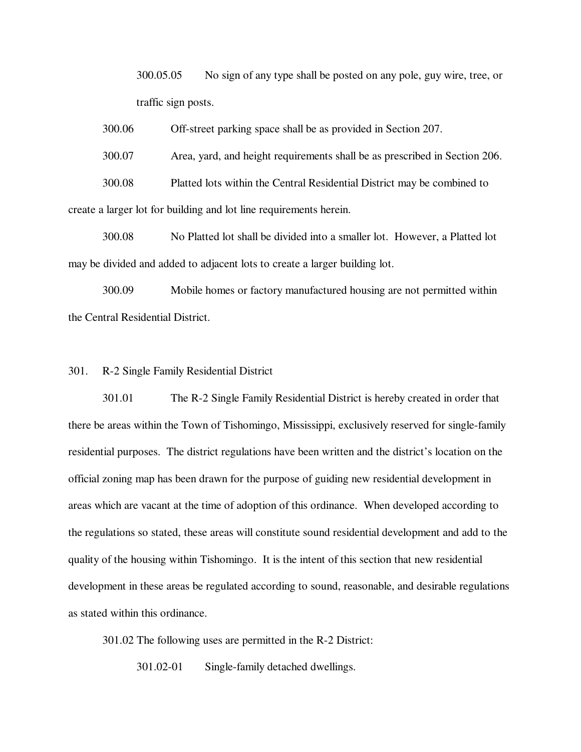300.05.05 No sign of any type shall be posted on any pole, guy wire, tree, or traffic sign posts.

300.06 Off-street parking space shall be as provided in Section 207.

300.07 Area, yard, and height requirements shall be as prescribed in Section 206.

300.08 Platted lots within the Central Residential District may be combined to create a larger lot for building and lot line requirements herein.

300.08 No Platted lot shall be divided into a smaller lot. However, a Platted lot may be divided and added to adjacent lots to create a larger building lot.

300.09 Mobile homes or factory manufactured housing are not permitted within the Central Residential District.

## 301. R-2 Single Family Residential District

301.01 The R-2 Single Family Residential District is hereby created in order that there be areas within the Town of Tishomingo, Mississippi, exclusively reserved for single-family residential purposes. The district regulations have been written and the district's location on the official zoning map has been drawn for the purpose of guiding new residential development in areas which are vacant at the time of adoption of this ordinance. When developed according to the regulations so stated, these areas will constitute sound residential development and add to the quality of the housing within Tishomingo. It is the intent of this section that new residential development in these areas be regulated according to sound, reasonable, and desirable regulations as stated within this ordinance.

301.02 The following uses are permitted in the R-2 District:

301.02-01 Single-family detached dwellings.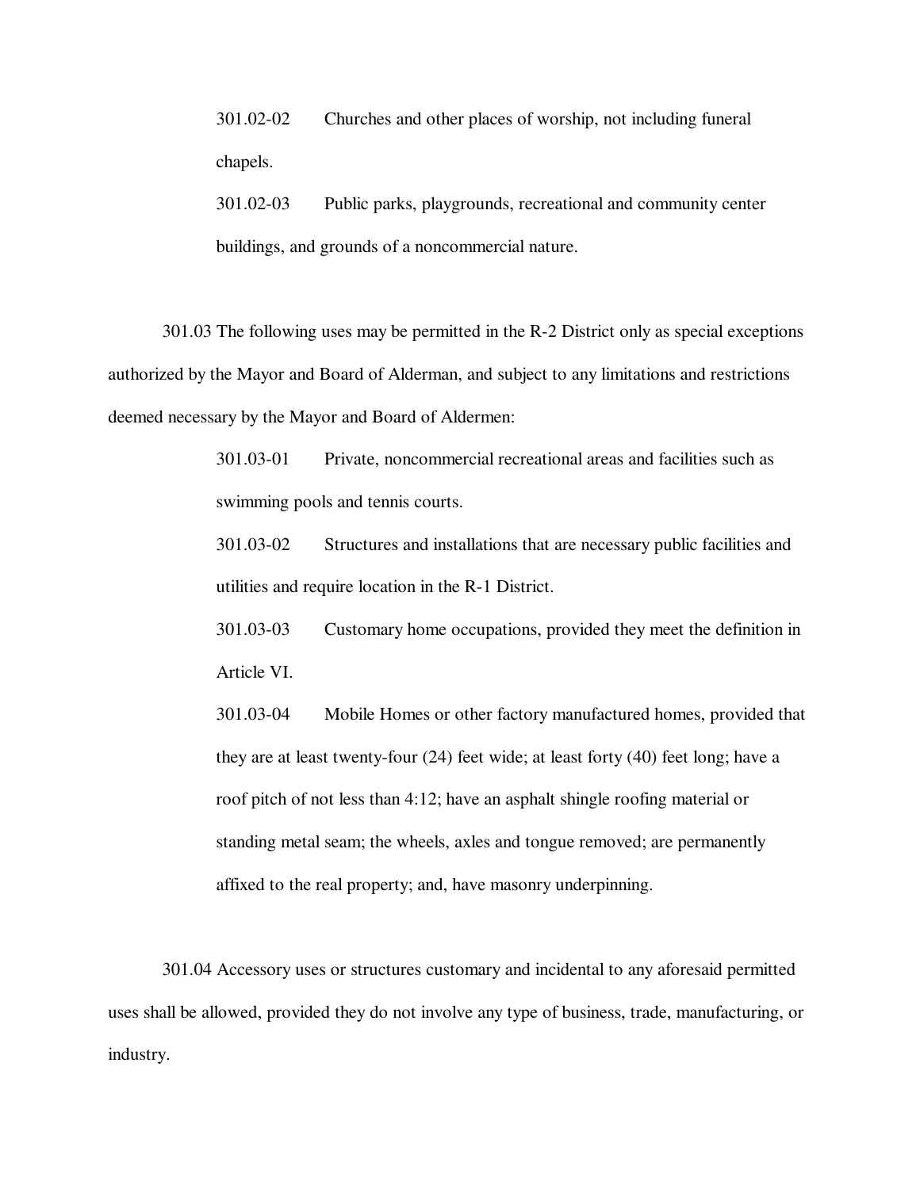301.02-02 Churches and other places of worship, not including funeral chapels.

301.02-03 Public parks, playgrounds, recreational and community center buildings, and grounds of a noncommercial nature.

301.03 The following uses may be permitted in the R-2 District only as special exceptions authorized by the Mayor and Board of Alderman, and subject to any limitations and restrictions deemed necessary by the Mayor and Board of Aldermen:

301.03-01 Private, noncommercial recreational areas and facilities such as swimming pools and tennis courts.

301.03-02 Structures and installations that are necessary public facilities and utilities and require location in the R-1 District.

301.03-03 Customary home occupations, provided they meet the definition in Article VI.

301.03-04 Mobile Homes or other factory manufactured homes, provided that they are at least twenty-four (24) feet wide; at least forty (40) feet long; have a roof pitch of not less than 4:12; have an asphalt shingle roofing material or standing metal seam; the wheels, axles and tongue removed; are permanently affixed to the real property; and, have masonry underpinning.

301.04 Accessory uses or structures customary and incidental to any aforesaid permitted uses shall be allowed, provided they do not involve any type of business, trade, manufacturing, or industry.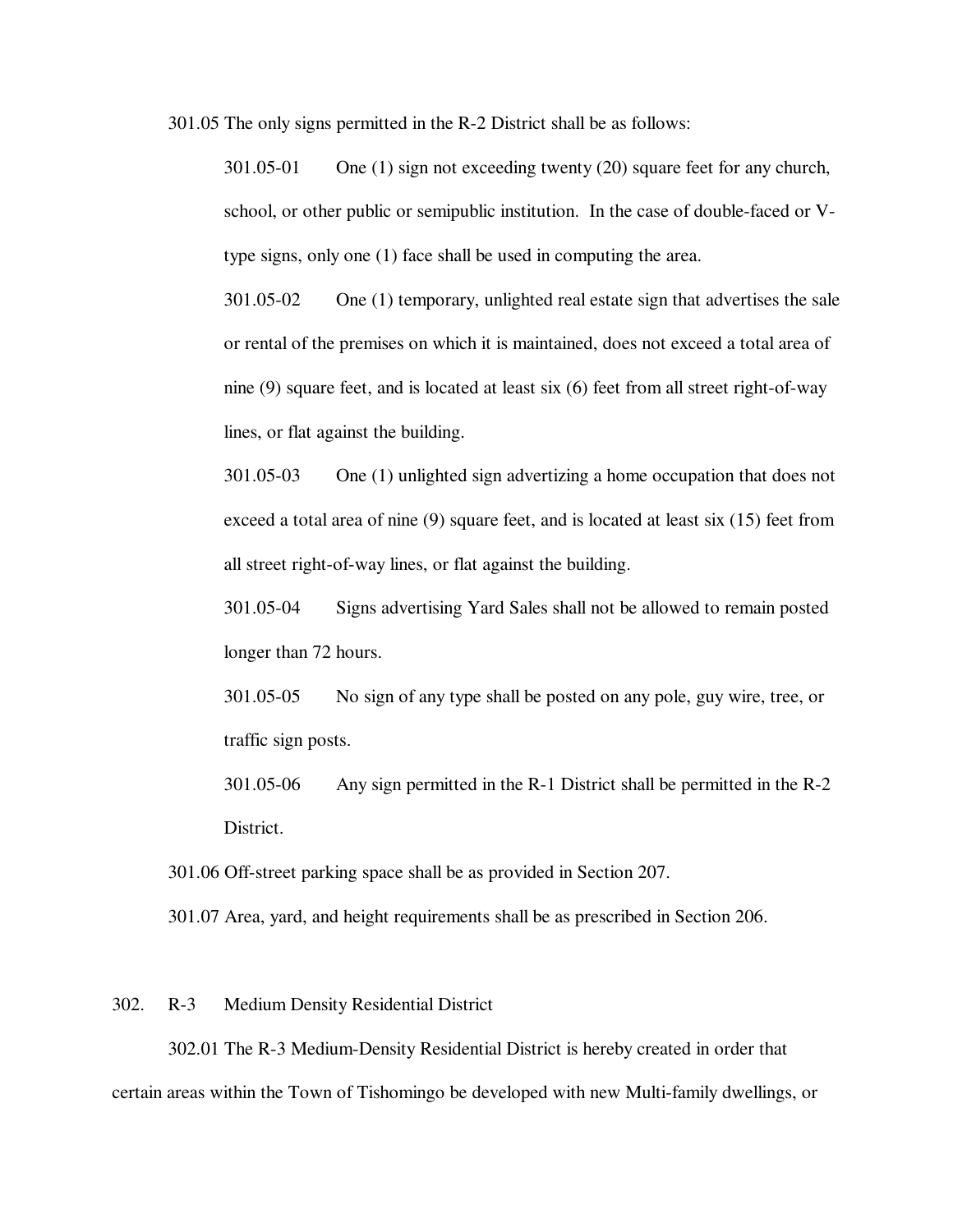301.05 The only signs permitted in the R-2 District shall be as follows:

301.05-01 One (1) sign not exceeding twenty (20) square feet for any church, school, or other public or semipublic institution. In the case of double-faced or V-type signs, only one (1) face shall be used in computing the area.

301.05-02 One (1) temporary, unlighted real estate sign that advertises the sale or rental of the premises on which it is maintained, does not exceed a total area of nine (9) square feet, and is located at least six (6) feet from all street right-of-way lines, or flat against the building.

301.05-03 One (1) unlighted sign advertizing a home occupation that does not exceed a total area of nine (9) square feet, and is located at least six (15) feet from all street right-of-way lines, or flat against the building.

301.05-04 Signs advertising Yard Sales shall not be allowed to remain posted longer than 72 hours.

301.05-05 No sign of any type shall be posted on any pole, guy wire, tree, or traffic sign posts.

301.05-06 Any sign permitted in the R-1 District shall be permitted in the R-2 District.

301.06 Off-street parking space shall be as provided in Section 207.

301.07 Area, yard, and height requirements shall be as prescribed in Section 206.

## 302. R-3 Medium Density Residential District

302.01 The R-3 Medium-Density Residential District is hereby created in order that certain areas within the Town of Tishomingo be developed with new Multi-family dwellings, or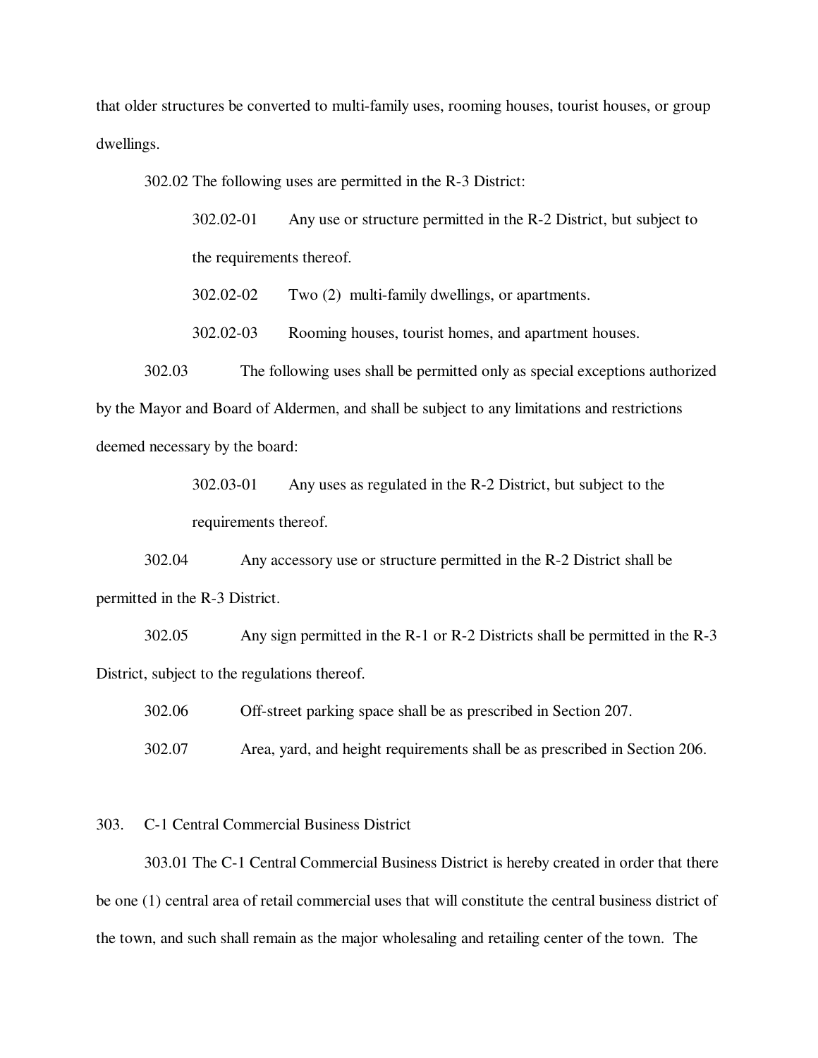that older structures be converted to multi-family uses, rooming houses, tourist houses, or group dwellings.

302.02 The following uses are permitted in the R-3 District:

302.02-01 Any use or structure permitted in the R-2 District, but subject to the requirements thereof.

302.02-02 Two (2) multi-family dwellings, or apartments.

302.02-03 Rooming houses, tourist homes, and apartment houses.

302.03 The following uses shall be permitted only as special exceptions authorized by the Mayor and Board of Aldermen, and shall be subject to any limitations and restrictions deemed necessary by the board:

302.03-01 Any uses as regulated in the R-2 District, but subject to the requirements thereof.

302.04 Any accessory use or structure permitted in the R-2 District shall be permitted in the R-3 District.

302.05 Any sign permitted in the R-1 or R-2 Districts shall be permitted in the R-3 District, subject to the regulations thereof.

302.06 Off-street parking space shall be as prescribed in Section 207.

302.07 Area, yard, and height requirements shall be as prescribed in Section 206.

## 303. C-1 Central Commercial Business District

303.01 The C-1 Central Commercial Business District is hereby created in order that there be one (1) central area of retail commercial uses that will constitute the central business district of the town, and such shall remain as the major wholesaling and retailing center of the town. The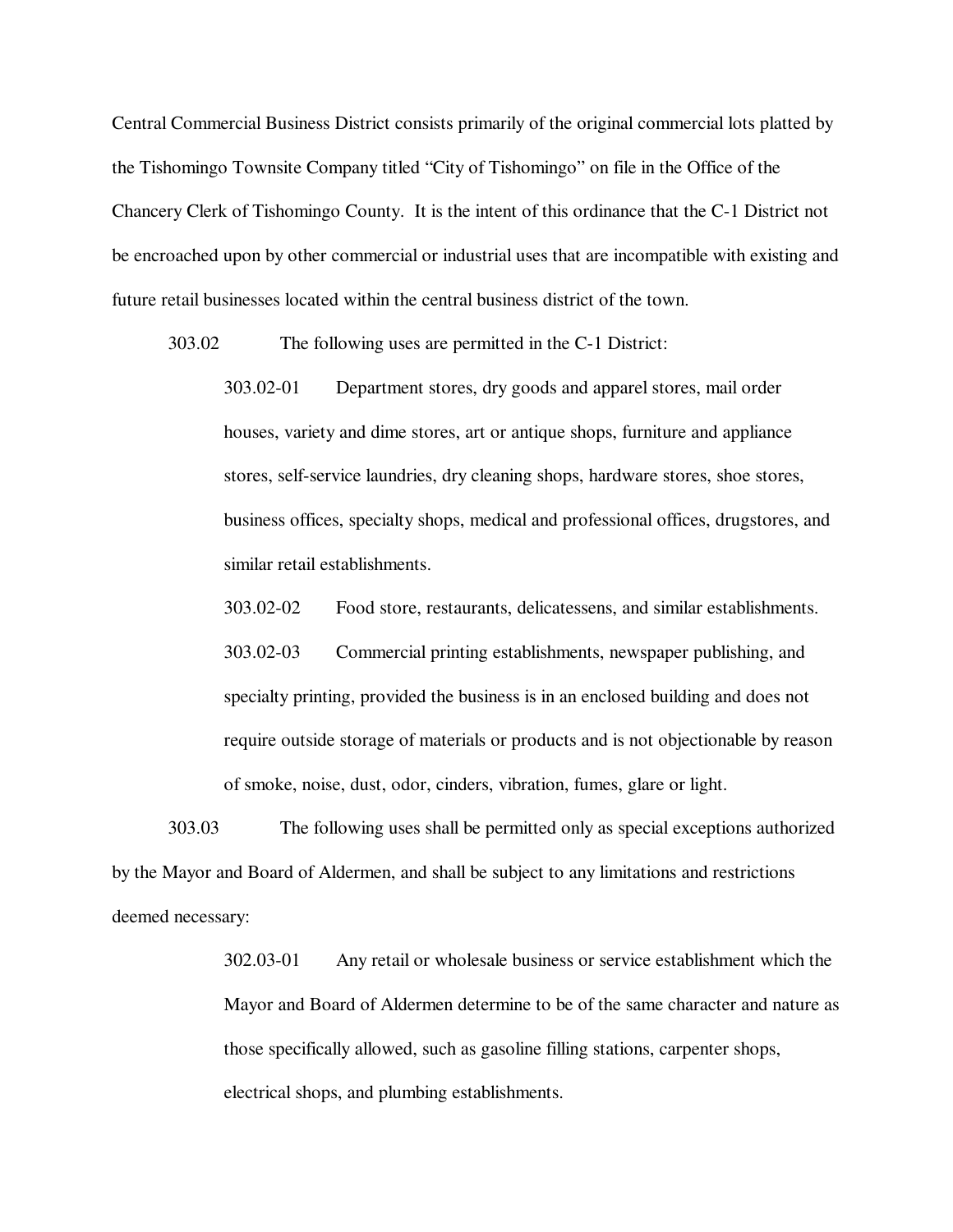Central Commercial Business District consists primarily of the original commercial lots platted by the Tishomingo Townsite Company titled “City of Tishomingo” on file in the Office of the Chancery Clerk of Tishomingo County. It is the intent of this ordinance that the C-1 District not be encroached upon by other commercial or industrial uses that are incompatible with existing and future retail businesses located within the central business district of the town.

303.02 The following uses are permitted in the C-1 District:

303.02-01 Department stores, dry goods and apparel stores, mail order houses, variety and dime stores, art or antique shops, furniture and appliance stores, self-service laundries, dry cleaning shops, hardware stores, shoe stores, business offices, specialty shops, medical and professional offices, drugstores, and similar retail establishments.

303.02-02 Food store, restaurants, delicatessens, and similar establishments.

303.02-03 Commercial printing establishments, newspaper publishing, and specialty printing, provided the business is in an enclosed building and does not require outside storage of materials or products and is not objectionable by reason of smoke, noise, dust, odor, cinders, vibration, fumes, glare or light.

303.03 The following uses shall be permitted only as special exceptions authorized by the Mayor and Board of Aldermen, and shall be subject to any limitations and restrictions deemed necessary:

302.03-01 Any retail or wholesale business or service establishment which the Mayor and Board of Aldermen determine to be of the same character and nature as those specifically allowed, such as gasoline filling stations, carpenter shops, electrical shops, and plumbing establishments.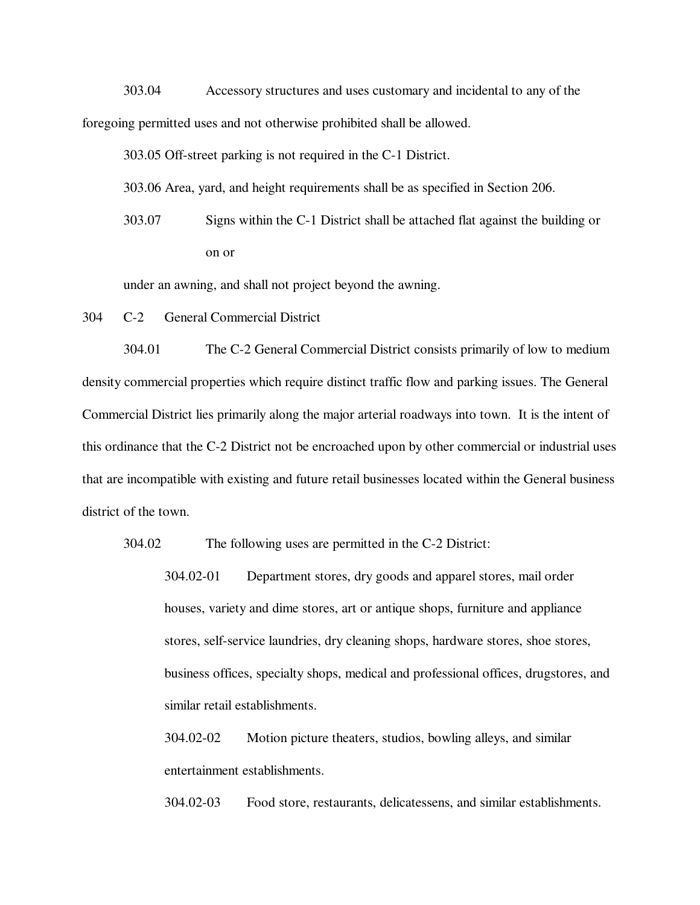303.04 Accessory structures and uses customary and incidental to any of the foregoing permitted uses and not otherwise prohibited shall be allowed.

303.05 Off-street parking is not required in the C-1 District.

303.06 Area, yard, and height requirements shall be as specified in Section 206.

303.07 Signs within the C-1 District shall be attached flat against the building or on or under an awning, and shall not project beyond the awning.

## 304 C-2 General Commercial District

304.01 The C-2 General Commercial District consists primarily of low to medium density commercial properties which require distinct traffic flow and parking issues. The General Commercial District lies primarily along the major arterial roadways into town. It is the intent of this ordinance that the C-2 District not be encroached upon by other commercial or industrial uses that are incompatible with existing and future retail businesses located within the General business district of the town.

304.02 The following uses are permitted in the C-2 District:

304.02-01 Department stores, dry goods and apparel stores, mail order houses, variety and dime stores, art or antique shops, furniture and appliance stores, self-service laundries, dry cleaning shops, hardware stores, shoe stores, business offices, specialty shops, medical and professional offices, drugstores, and similar retail establishments.

304.02-02 Motion picture theaters, studios, bowling alleys, and similar entertainment establishments.

304.02-03 Food store, restaurants, delicatessens, and similar establishments.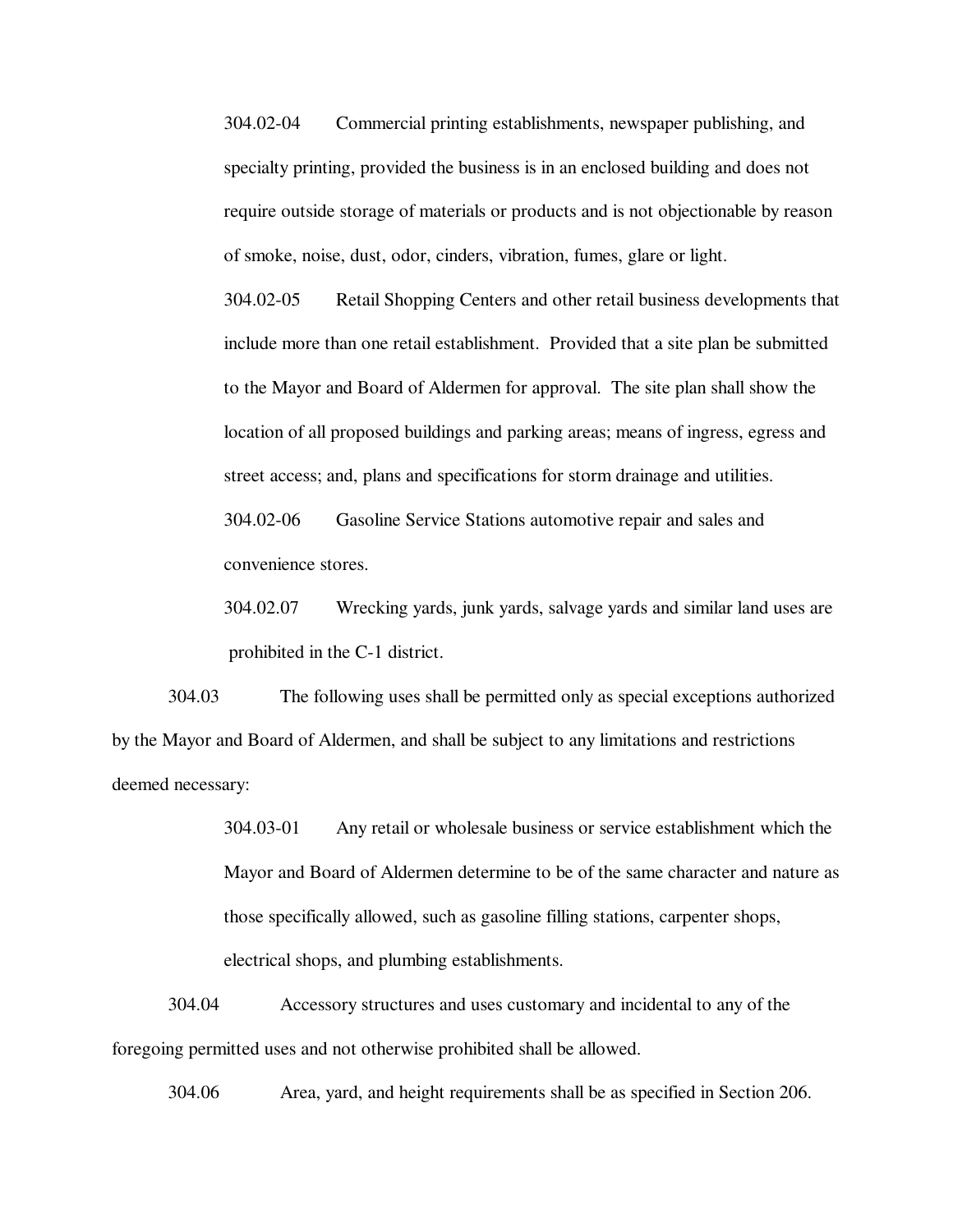304.02-04 Commercial printing establishments, newspaper publishing, and specialty printing, provided the business is in an enclosed building and does not require outside storage of materials or products and is not objectionable by reason of smoke, noise, dust, odor, cinders, vibration, fumes, glare or light.

304.02-05 Retail Shopping Centers and other retail business developments that include more than one retail establishment. Provided that a site plan be submitted to the Mayor and Board of Aldermen for approval. The site plan shall show the location of all proposed buildings and parking areas; means of ingress, egress and street access; and, plans and specifications for storm drainage and utilities.

304.02-06 Gasoline Service Stations automotive repair and sales and convenience stores.

304.02.07 Wrecking yards, junk yards, salvage yards and similar land uses are prohibited in the C-1 district.

304.03 The following uses shall be permitted only as special exceptions authorized by the Mayor and Board of Aldermen, and shall be subject to any limitations and restrictions deemed necessary:

304.03-01 Any retail or wholesale business or service establishment which the Mayor and Board of Aldermen determine to be of the same character and nature as those specifically allowed, such as gasoline filling stations, carpenter shops, electrical shops, and plumbing establishments.

304.04 Accessory structures and uses customary and incidental to any of the foregoing permitted uses and not otherwise prohibited shall be allowed.

304.06 Area, yard, and height requirements shall be as specified in Section 206.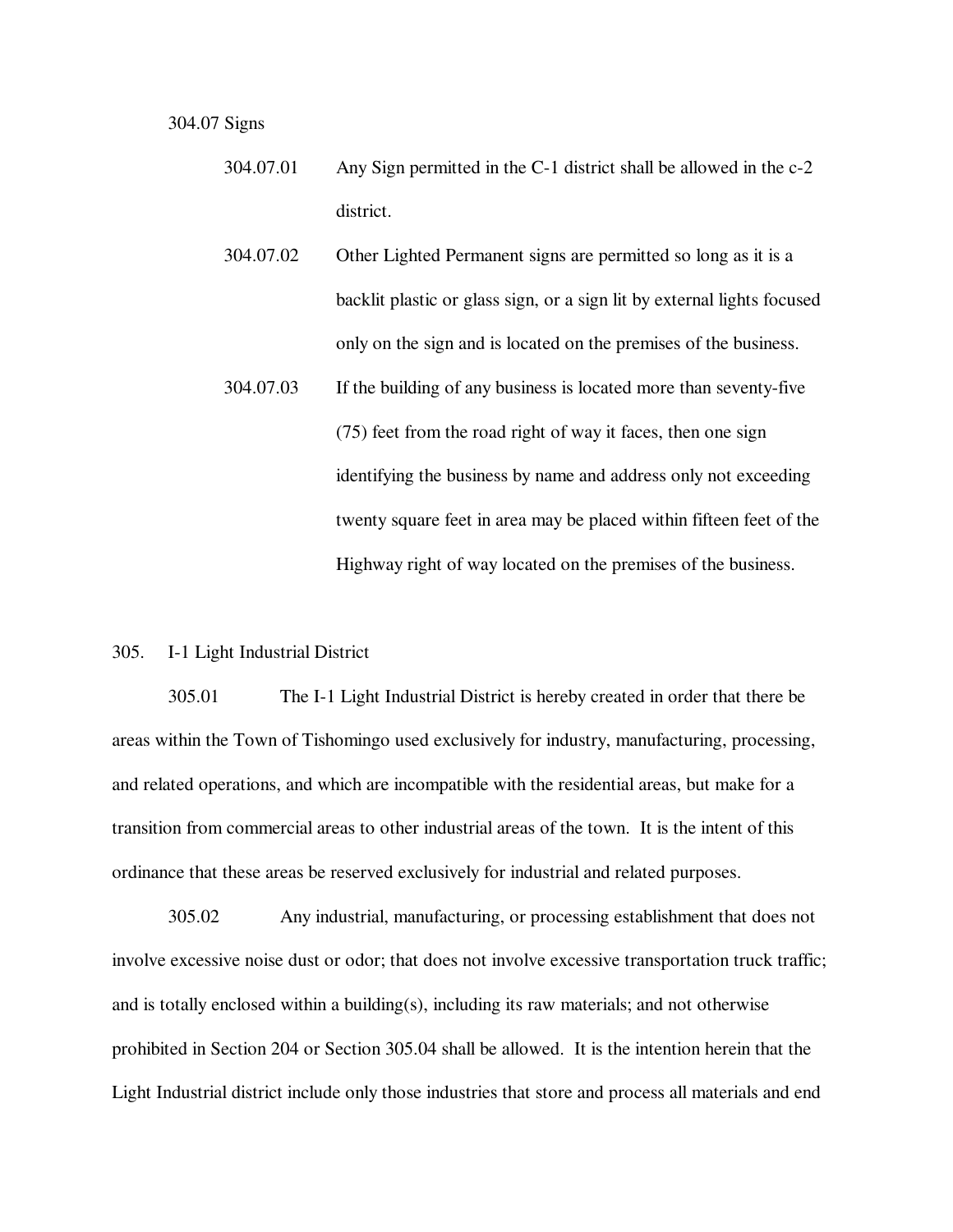304.07 Signs

304.07.01 Any Sign permitted in the C-1 district shall be allowed in the c-2 district.

304.07.02 Other Lighted Permanent signs are permitted so long as it is a backlit plastic or glass sign, or a sign lit by external lights focused only on the sign and is located on the premises of the business.

304.07.03 If the building of any business is located more than seventy-five (75) feet from the road right of way it faces, then one sign identifying the business by name and address only not exceeding twenty square feet in area may be placed within fifteen feet of the Highway right of way located on the premises of the business.

## 305. I-1 Light Industrial District

305.01 The I-1 Light Industrial District is hereby created in order that there be areas within the Town of Tishomingo used exclusively for industry, manufacturing, processing, and related operations, and which are incompatible with the residential areas, but make for a transition from commercial areas to other industrial areas of the town. It is the intent of this ordinance that these areas be reserved exclusively for industrial and related purposes.

305.02 Any industrial, manufacturing, or processing establishment that does not involve excessive noise dust or odor; that does not involve excessive transportation truck traffic; and is totally enclosed within a building(s), including its raw materials; and not otherwise prohibited in Section 204 or Section 305.04 shall be allowed. It is the intention herein that the Light Industrial district include only those industries that store and process all materials and end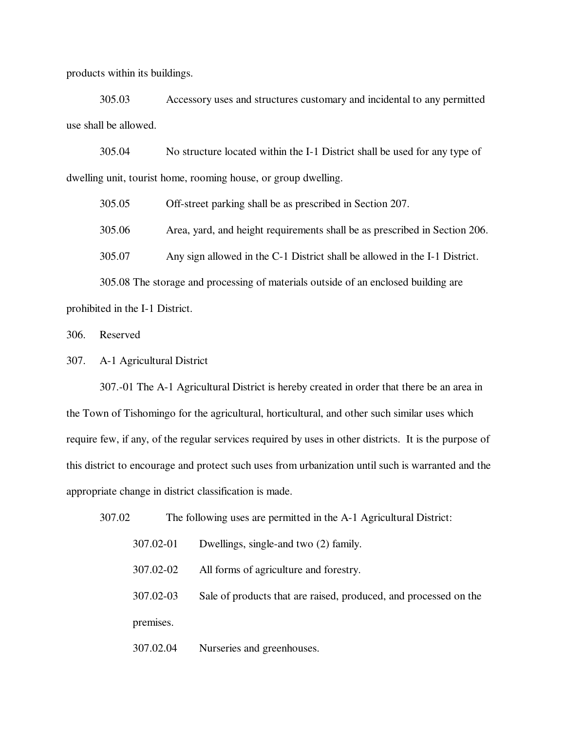products within its buildings.

305.03 Accessory uses and structures customary and incidental to any permitted use shall be allowed.

305.04 No structure located within the I-1 District shall be used for any type of dwelling unit, tourist home, rooming house, or group dwelling.

305.05 Off-street parking shall be as prescribed in Section 207.

305.06 Area, yard, and height requirements shall be as prescribed in Section 206.

305.07 Any sign allowed in the C-1 District shall be allowed in the I-1 District.

305.08 The storage and processing of materials outside of an enclosed building are prohibited in the I-1 District.

306. Reserved

307. A-1 Agricultural District

307.-01 The A-1 Agricultural District is hereby created in order that there be an area in the Town of Tishomingo for the agricultural, horticultural, and other such similar uses which require few, if any, of the regular services required by uses in other districts. It is the purpose of this district to encourage and protect such uses from urbanization until such is warranted and the appropriate change in district classification is made.

307.02 The following uses are permitted in the A-1 Agricultural District:

307.02-01 Dwellings, single-and two (2) family.

307.02-02 All forms of agriculture and forestry.

307.02-03 Sale of products that are raised, produced, and processed on the premises.

307.02.04 Nurseries and greenhouses.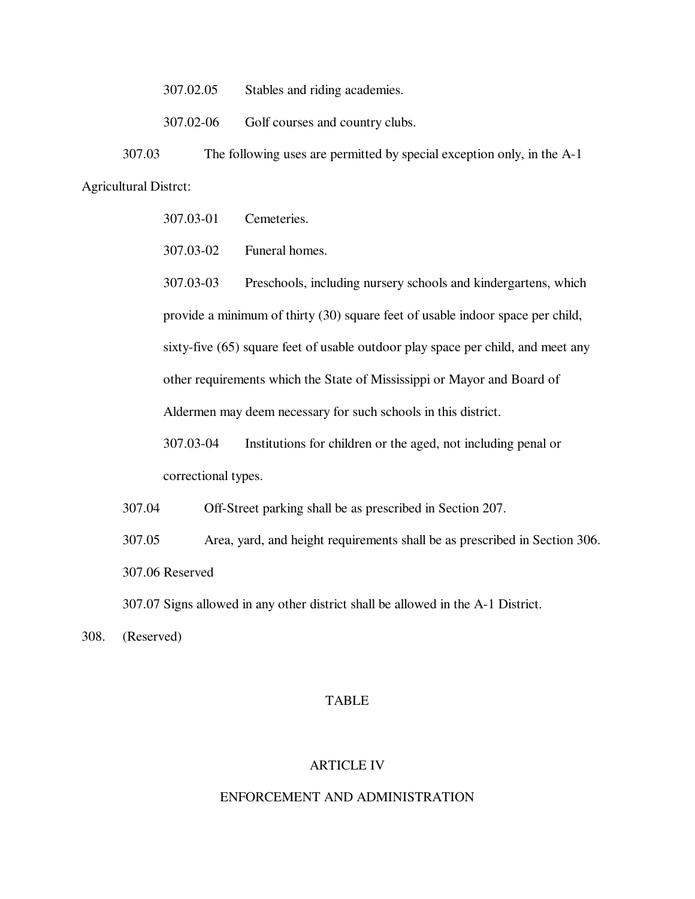307.02.05 Stables and riding academies.

307.02-06 Golf courses and country clubs.

307.03 The following uses are permitted by special exception only, in the A-1 Agricultural Distrct:

307.03-01 Cemeteries.

307.03-02 Funeral homes.

307.03-03 Preschools, including nursery schools and kindergartens, which provide a minimum of thirty (30) square feet of usable indoor space per child, sixty-five (65) square feet of usable outdoor play space per child, and meet any other requirements which the State of Mississippi or Mayor and Board of Aldermen may deem necessary for such schools in this district.

307.03-04 Institutions for children or the aged, not including penal or correctional types.

307.04 Off-Street parking shall be as prescribed in Section 207.

307.05 Area, yard, and height requirements shall be as prescribed in Section 306.

307.06 Reserved

307.07 Signs allowed in any other district shall be allowed in the A-1 District.

308. (Reserved)

TABLE

## ARTICLE IV

## ENFORCEMENT AND ADMINISTRATION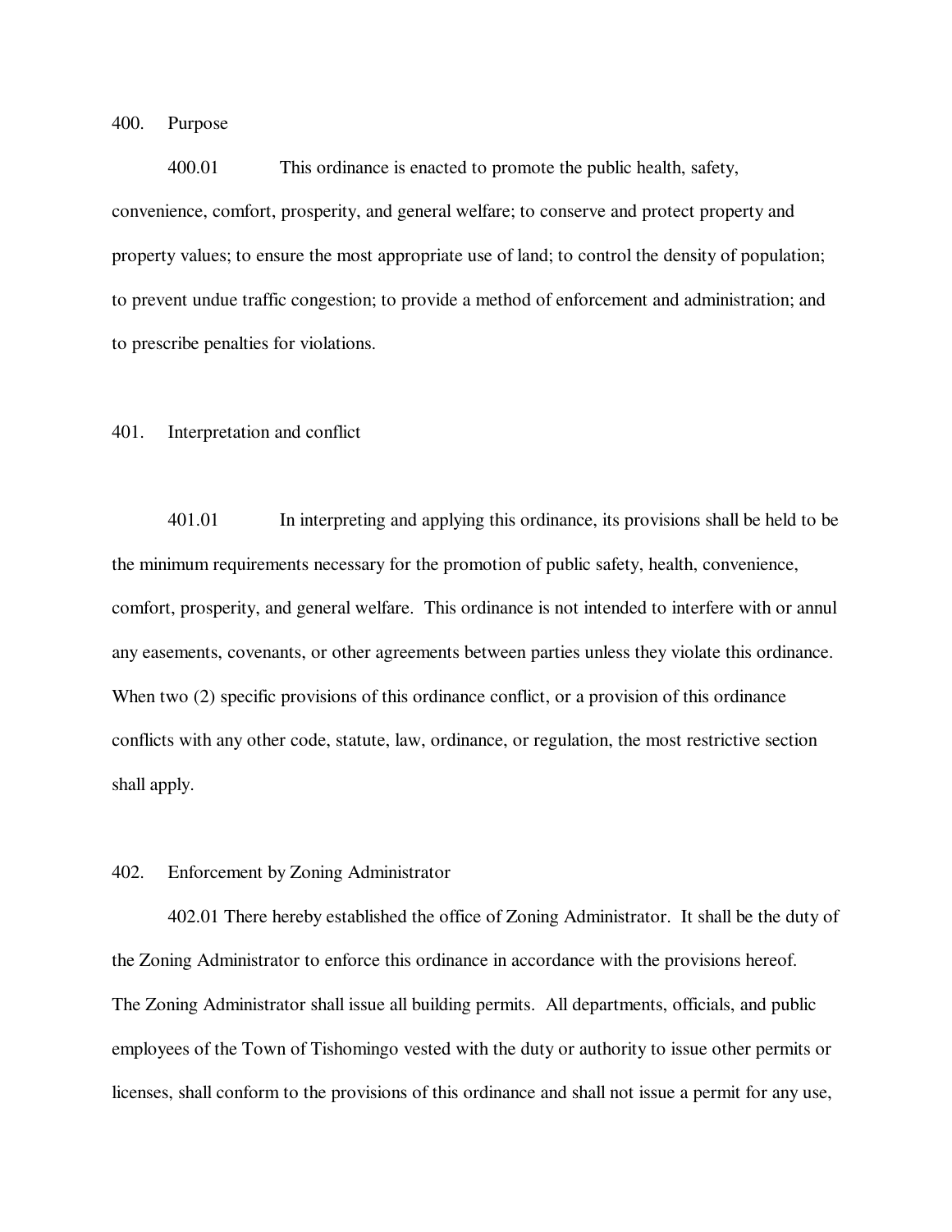## 400. Purpose

400.01 This ordinance is enacted to promote the public health, safety, convenience, comfort, prosperity, and general welfare; to conserve and protect property and property values; to ensure the most appropriate use of land; to control the density of population; to prevent undue traffic congestion; to provide a method of enforcement and administration; and to prescribe penalties for violations.

## 401. Interpretation and conflict

401.01 In interpreting and applying this ordinance, its provisions shall be held to be the minimum requirements necessary for the promotion of public safety, health, convenience, comfort, prosperity, and general welfare. This ordinance is not intended to interfere with or annul any easements, covenants, or other agreements between parties unless they violate this ordinance. When two (2) specific provisions of this ordinance conflict, or a provision of this ordinance conflicts with any other code, statute, law, ordinance, or regulation, the most restrictive section shall apply.

## 402. Enforcement by Zoning Administrator

402.01 There hereby established the office of Zoning Administrator. It shall be the duty of the Zoning Administrator to enforce this ordinance in accordance with the provisions hereof. The Zoning Administrator shall issue all building permits. All departments, officials, and public employees of the Town of Tishomingo vested with the duty or authority to issue other permits or licenses, shall conform to the provisions of this ordinance and shall not issue a permit for any use,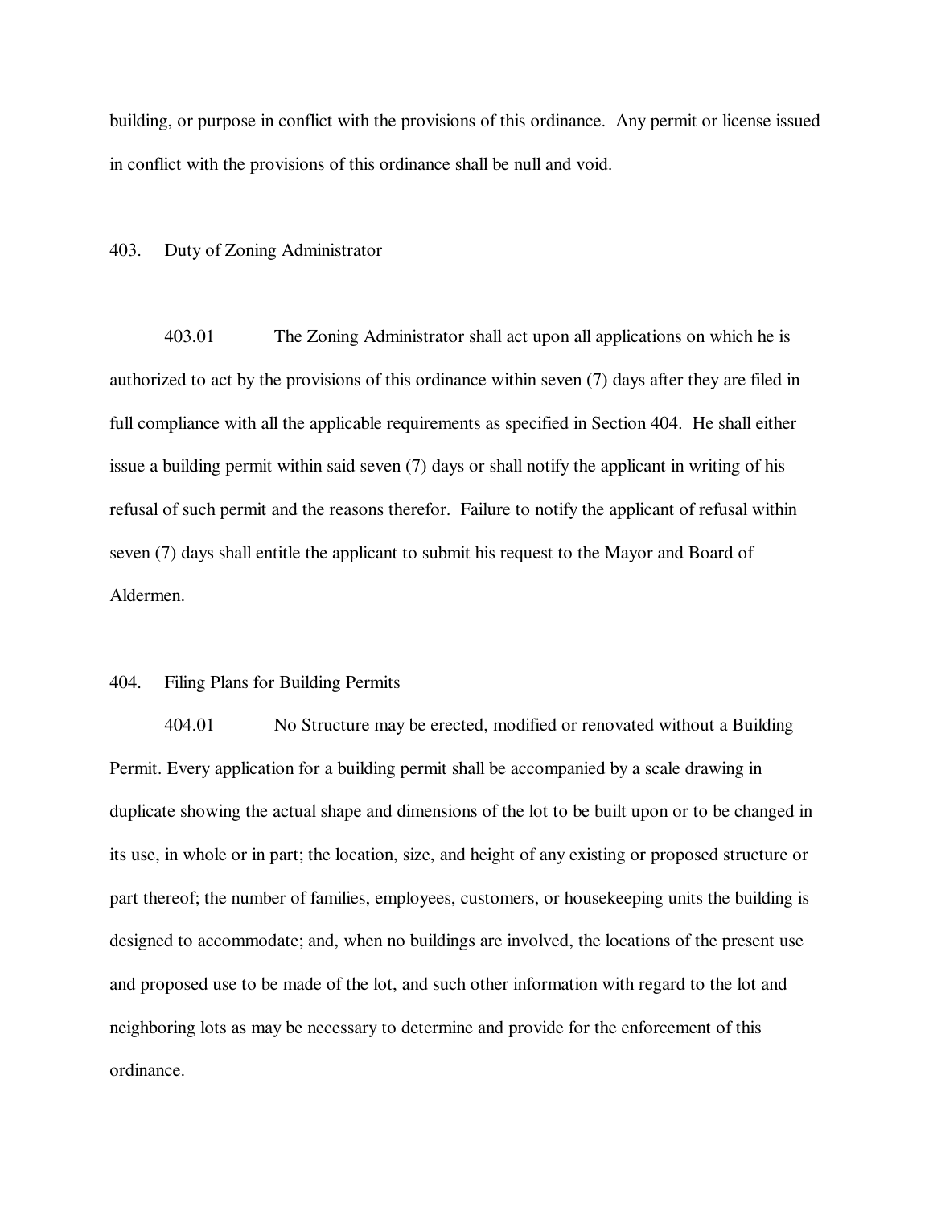building, or purpose in conflict with the provisions of this ordinance. Any permit or license issued in conflict with the provisions of this ordinance shall be null and void.

## 403. Duty of Zoning Administrator

403.01 The Zoning Administrator shall act upon all applications on which he is authorized to act by the provisions of this ordinance within seven (7) days after they are filed in full compliance with all the applicable requirements as specified in Section 404. He shall either issue a building permit within said seven (7) days or shall notify the applicant in writing of his refusal of such permit and the reasons therefor. Failure to notify the applicant of refusal within seven (7) days shall entitle the applicant to submit his request to the Mayor and Board of Aldermen.

## 404. Filing Plans for Building Permits

404.01 No Structure may be erected, modified or renovated without a Building Permit. Every application for a building permit shall be accompanied by a scale drawing in duplicate showing the actual shape and dimensions of the lot to be built upon or to be changed in its use, in whole or in part; the location, size, and height of any existing or proposed structure or part thereof; the number of families, employees, customers, or housekeeping units the building is designed to accommodate; and, when no buildings are involved, the locations of the present use and proposed use to be made of the lot, and such other information with regard to the lot and neighboring lots as may be necessary to determine and provide for the enforcement of this ordinance.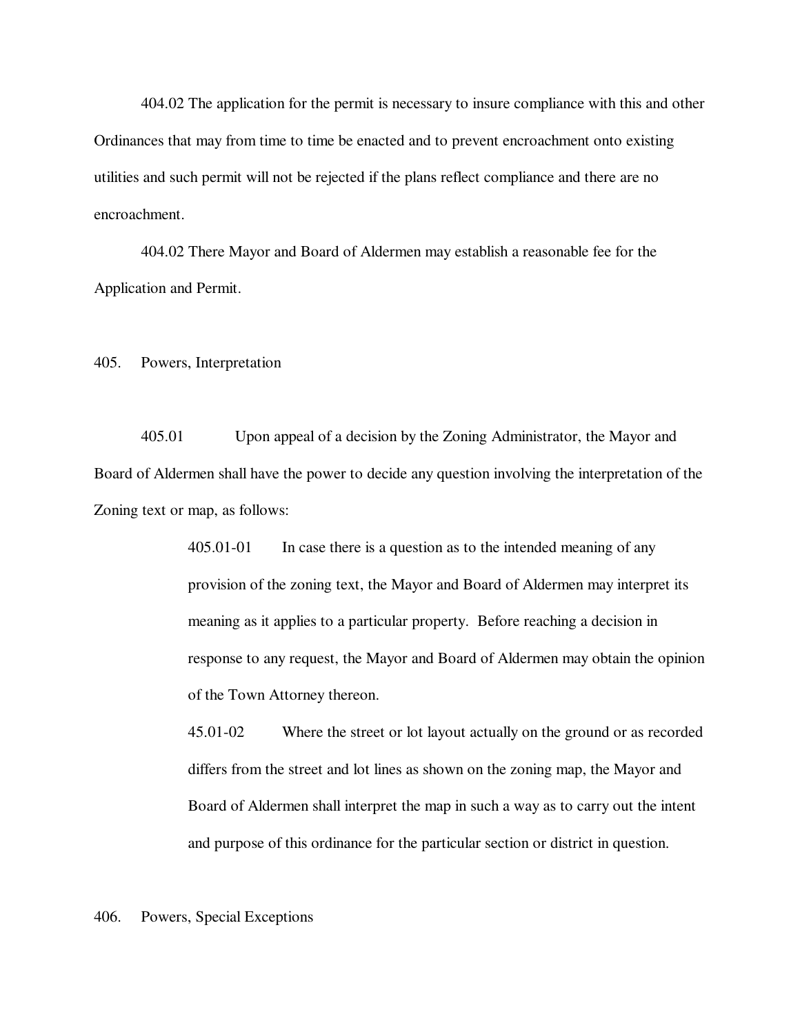404.02 The application for the permit is necessary to insure compliance with this and other Ordinances that may from time to time be enacted and to prevent encroachment onto existing utilities and such permit will not be rejected if the plans reflect compliance and there are no encroachment.

404.02 There Mayor and Board of Aldermen may establish a reasonable fee for the Application and Permit.

405. Powers, Interpretation

405.01 Upon appeal of a decision by the Zoning Administrator, the Mayor and Board of Aldermen shall have the power to decide any question involving the interpretation of the Zoning text or map, as follows:

> 405.01-01 In case there is a question as to the intended meaning of any provision of the zoning text, the Mayor and Board of Aldermen may interpret its meaning as it applies to a particular property. Before reaching a decision in response to any request, the Mayor and Board of Aldermen may obtain the opinion of the Town Attorney thereon.
>
> 45.01-02 Where the street or lot layout actually on the ground or as recorded differs from the street and lot lines as shown on the zoning map, the Mayor and Board of Aldermen shall interpret the map in such a way as to carry out the intent and purpose of this ordinance for the particular section or district in question.

406. Powers, Special Exceptions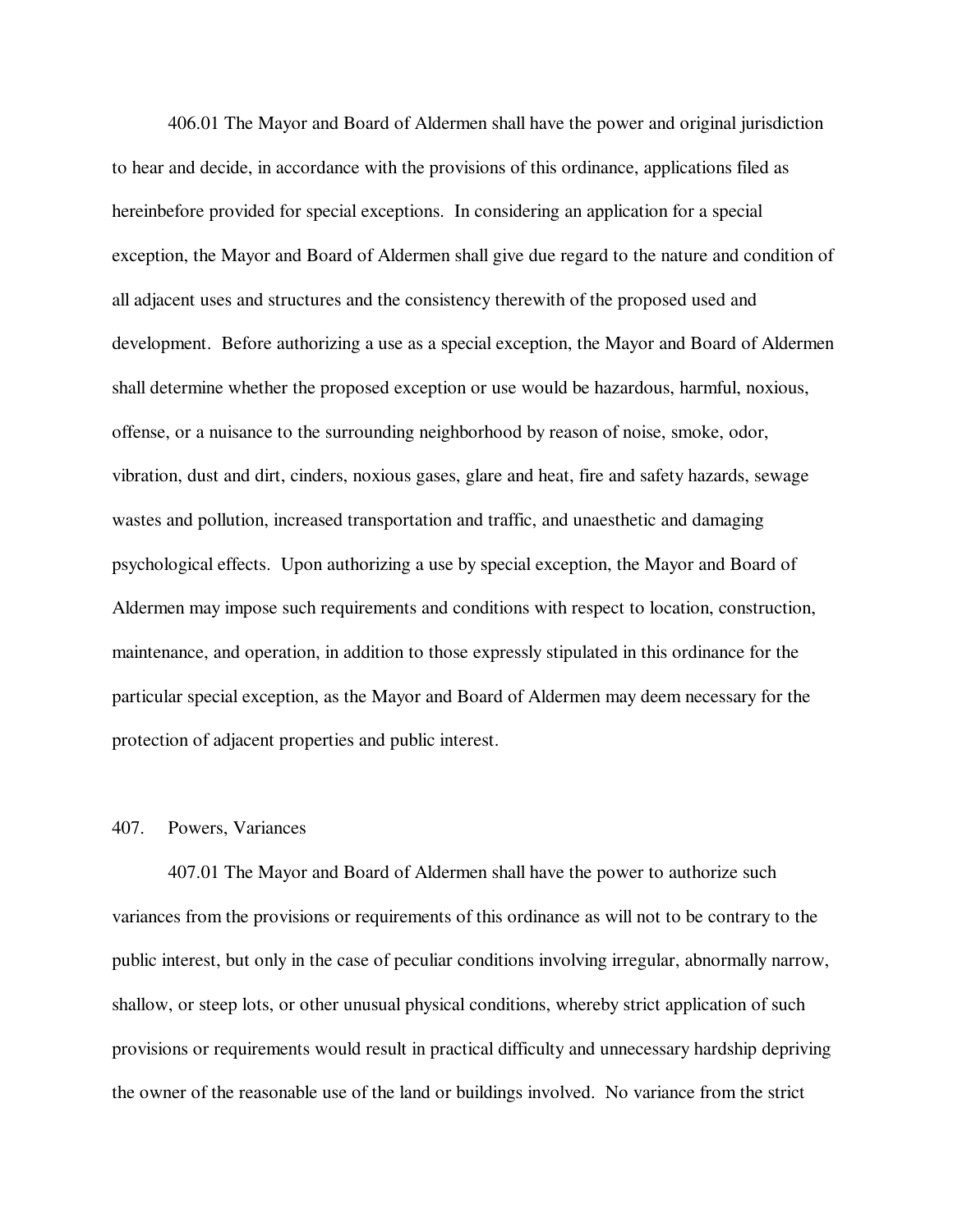406.01 The Mayor and Board of Aldermen shall have the power and original jurisdiction to hear and decide, in accordance with the provisions of this ordinance, applications filed as hereinbefore provided for special exceptions. In considering an application for a special exception, the Mayor and Board of Aldermen shall give due regard to the nature and condition of all adjacent uses and structures and the consistency therewith of the proposed used and development. Before authorizing a use as a special exception, the Mayor and Board of Aldermen shall determine whether the proposed exception or use would be hazardous, harmful, noxious, offense, or a nuisance to the surrounding neighborhood by reason of noise, smoke, odor, vibration, dust and dirt, cinders, noxious gases, glare and heat, fire and safety hazards, sewage wastes and pollution, increased transportation and traffic, and unaesthetic and damaging psychological effects. Upon authorizing a use by special exception, the Mayor and Board of Aldermen may impose such requirements and conditions with respect to location, construction, maintenance, and operation, in addition to those expressly stipulated in this ordinance for the particular special exception, as the Mayor and Board of Aldermen may deem necessary for the protection of adjacent properties and public interest.

407. Powers, Variances

407.01 The Mayor and Board of Aldermen shall have the power to authorize such variances from the provisions or requirements of this ordinance as will not to be contrary to the public interest, but only in the case of peculiar conditions involving irregular, abnormally narrow, shallow, or steep lots, or other unusual physical conditions, whereby strict application of such provisions or requirements would result in practical difficulty and unnecessary hardship depriving the owner of the reasonable use of the land or buildings involved. No variance from the strict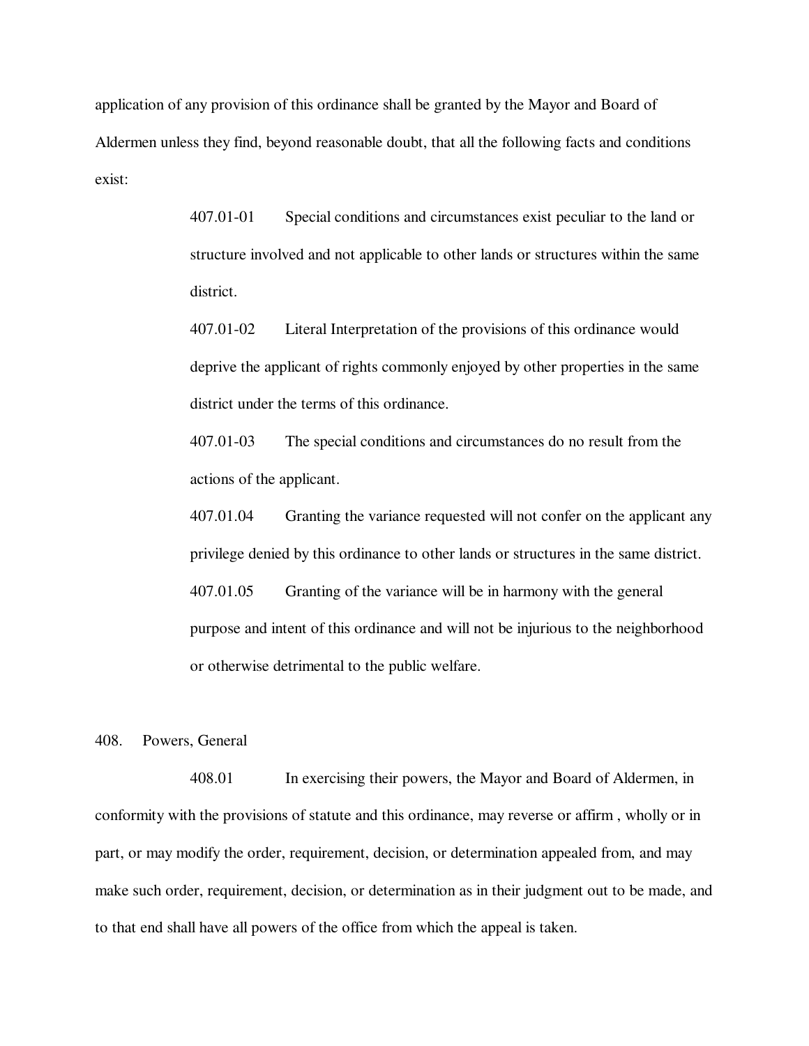application of any provision of this ordinance shall be granted by the Mayor and Board of Aldermen unless they find, beyond reasonable doubt, that all the following facts and conditions exist:

407.01-01 Special conditions and circumstances exist peculiar to the land or structure involved and not applicable to other lands or structures within the same district.

407.01-02 Literal Interpretation of the provisions of this ordinance would deprive the applicant of rights commonly enjoyed by other properties in the same district under the terms of this ordinance.

407.01-03 The special conditions and circumstances do no result from the actions of the applicant.

407.01.04 Granting the variance requested will not confer on the applicant any privilege denied by this ordinance to other lands or structures in the same district.

407.01.05 Granting of the variance will be in harmony with the general purpose and intent of this ordinance and will not be injurious to the neighborhood or otherwise detrimental to the public welfare.

408. Powers, General

408.01 In exercising their powers, the Mayor and Board of Aldermen, in conformity with the provisions of statute and this ordinance, may reverse or affirm , wholly or in part, or may modify the order, requirement, decision, or determination appealed from, and may make such order, requirement, decision, or determination as in their judgment out to be made, and to that end shall have all powers of the office from which the appeal is taken.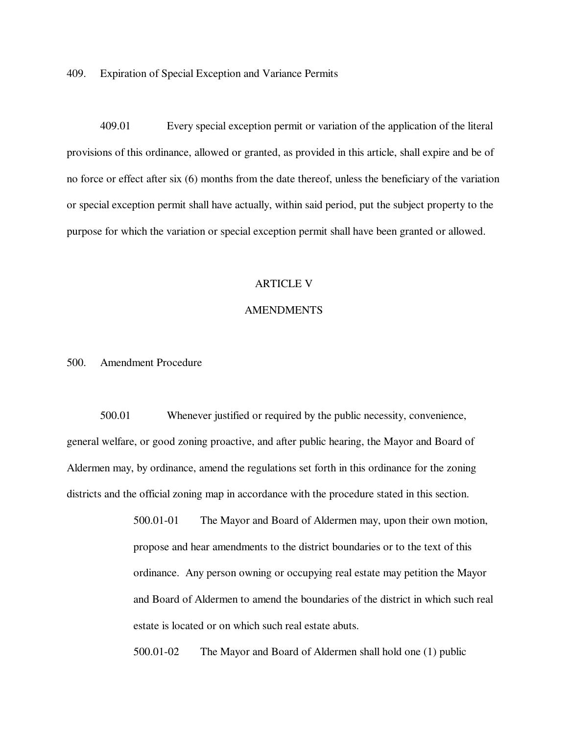409. Expiration of Special Exception and Variance Permits

409.01 Every special exception permit or variation of the application of the literal provisions of this ordinance, allowed or granted, as provided in this article, shall expire and be of no force or effect after six (6) months from the date thereof, unless the beneficiary of the variation or special exception permit shall have actually, within said period, put the subject property to the purpose for which the variation or special exception permit shall have been granted or allowed.

# ARTICLE V

# AMENDMENTS

500. Amendment Procedure

500.01 Whenever justified or required by the public necessity, convenience, general welfare, or good zoning proactive, and after public hearing, the Mayor and Board of Aldermen may, by ordinance, amend the regulations set forth in this ordinance for the zoning districts and the official zoning map in accordance with the procedure stated in this section.

> 500.01-01 The Mayor and Board of Aldermen may, upon their own motion, propose and hear amendments to the district boundaries or to the text of this ordinance. Any person owning or occupying real estate may petition the Mayor and Board of Aldermen to amend the boundaries of the district in which such real estate is located or on which such real estate abuts.
>
> 500.01-02 The Mayor and Board of Aldermen shall hold one (1) public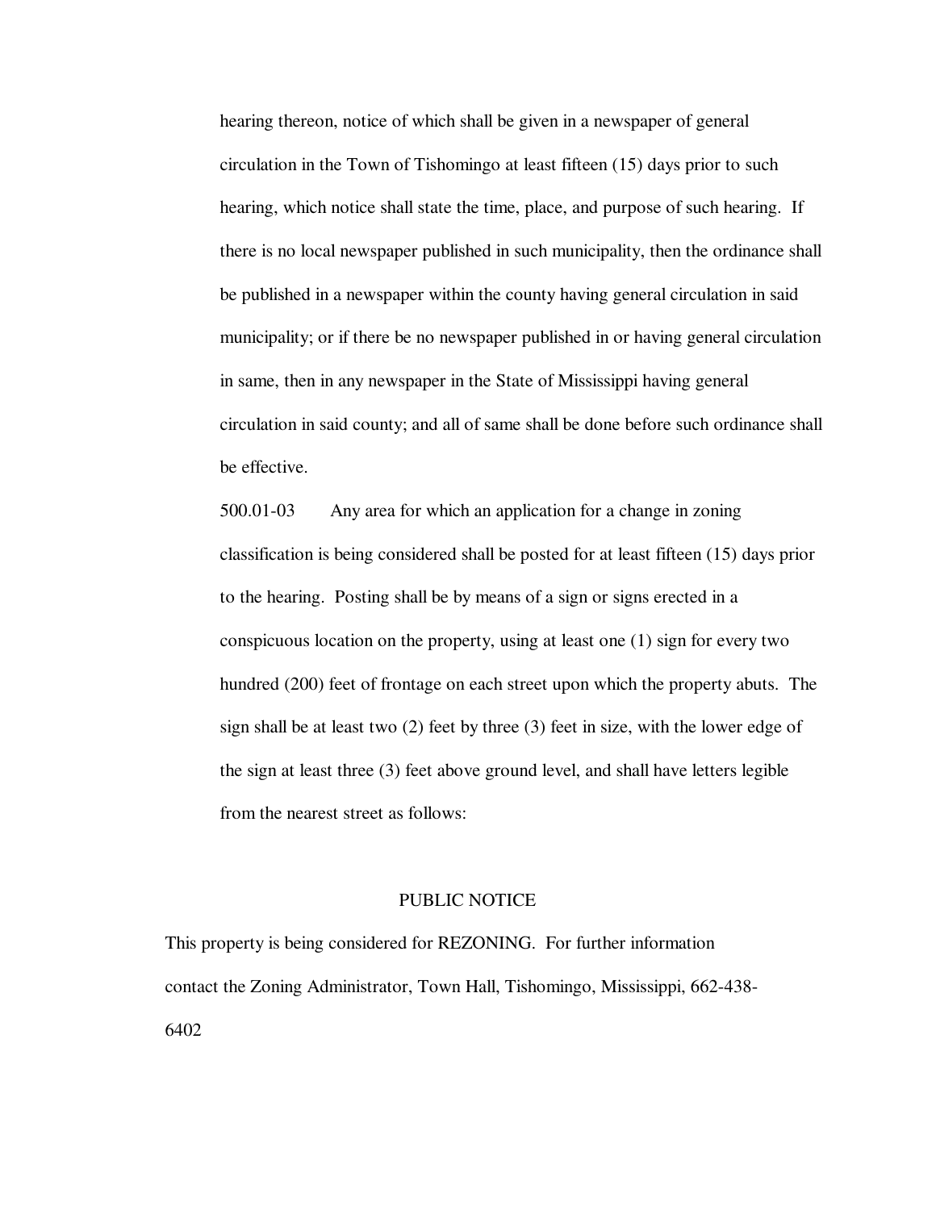hearing thereon, notice of which shall be given in a newspaper of general circulation in the Town of Tishomingo at least fifteen (15) days prior to such hearing, which notice shall state the time, place, and purpose of such hearing. If there is no local newspaper published in such municipality, then the ordinance shall be published in a newspaper within the county having general circulation in said municipality; or if there be no newspaper published in or having general circulation in same, then in any newspaper in the State of Mississippi having general circulation in said county; and all of same shall be done before such ordinance shall be effective.

500.01-03 Any area for which an application for a change in zoning classification is being considered shall be posted for at least fifteen (15) days prior to the hearing. Posting shall be by means of a sign or signs erected in a conspicuous location on the property, using at least one (1) sign for every two hundred (200) feet of frontage on each street upon which the property abuts. The sign shall be at least two (2) feet by three (3) feet in size, with the lower edge of the sign at least three (3) feet above ground level, and shall have letters legible from the nearest street as follows:

PUBLIC NOTICE

This property is being considered for REZONING. For further information contact the Zoning Administrator, Town Hall, Tishomingo, Mississippi, 662-438-6402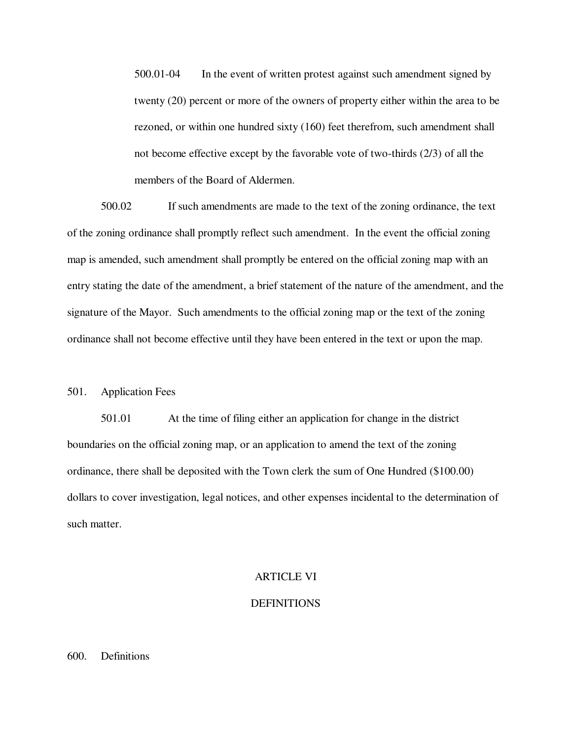500.01-04 In the event of written protest against such amendment signed by twenty (20) percent or more of the owners of property either within the area to be rezoned, or within one hundred sixty (160) feet therefrom, such amendment shall not become effective except by the favorable vote of two-thirds (2/3) of all the members of the Board of Aldermen.

500.02 If such amendments are made to the text of the zoning ordinance, the text of the zoning ordinance shall promptly reflect such amendment. In the event the official zoning map is amended, such amendment shall promptly be entered on the official zoning map with an entry stating the date of the amendment, a brief statement of the nature of the amendment, and the signature of the Mayor. Such amendments to the official zoning map or the text of the zoning ordinance shall not become effective until they have been entered in the text or upon the map.

501. Application Fees

501.01 At the time of filing either an application for change in the district boundaries on the official zoning map, or an application to amend the text of the zoning ordinance, there shall be deposited with the Town clerk the sum of One Hundred ($100.00) dollars to cover investigation, legal notices, and other expenses incidental to the determination of such matter.

## ARTICLE VI

## DEFINITIONS

600. Definitions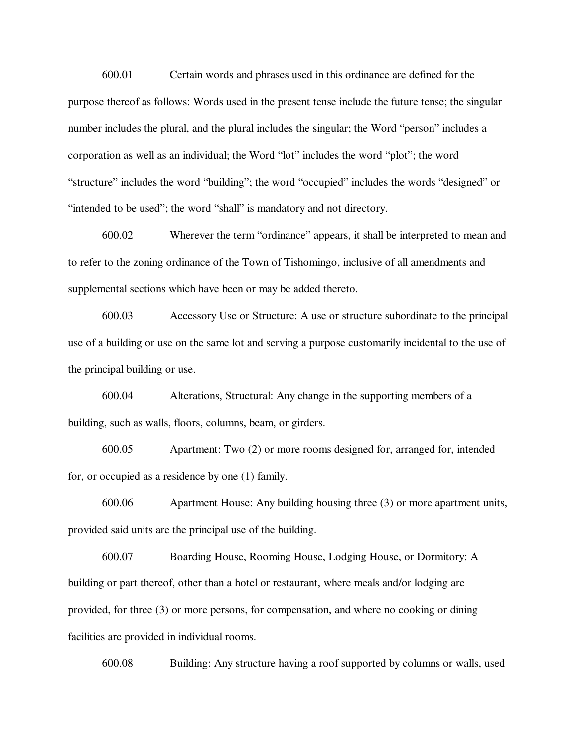600.01 Certain words and phrases used in this ordinance are defined for the purpose thereof as follows: Words used in the present tense include the future tense; the singular number includes the plural, and the plural includes the singular; the Word "person" includes a corporation as well as an individual; the Word "lot" includes the word "plot"; the word "structure" includes the word "building"; the word "occupied" includes the words "designed" or "intended to be used"; the word "shall" is mandatory and not directory.

600.02 Wherever the term "ordinance" appears, it shall be interpreted to mean and to refer to the zoning ordinance of the Town of Tishomingo, inclusive of all amendments and supplemental sections which have been or may be added thereto.

600.03 Accessory Use or Structure: A use or structure subordinate to the principal use of a building or use on the same lot and serving a purpose customarily incidental to the use of the principal building or use.

600.04 Alterations, Structural: Any change in the supporting members of a building, such as walls, floors, columns, beam, or girders.

600.05 Apartment: Two (2) or more rooms designed for, arranged for, intended for, or occupied as a residence by one (1) family.

600.06 Apartment House: Any building housing three (3) or more apartment units, provided said units are the principal use of the building.

600.07 Boarding House, Rooming House, Lodging House, or Dormitory: A building or part thereof, other than a hotel or restaurant, where meals and/or lodging are provided, for three (3) or more persons, for compensation, and where no cooking or dining facilities are provided in individual rooms.

600.08 Building: Any structure having a roof supported by columns or walls, used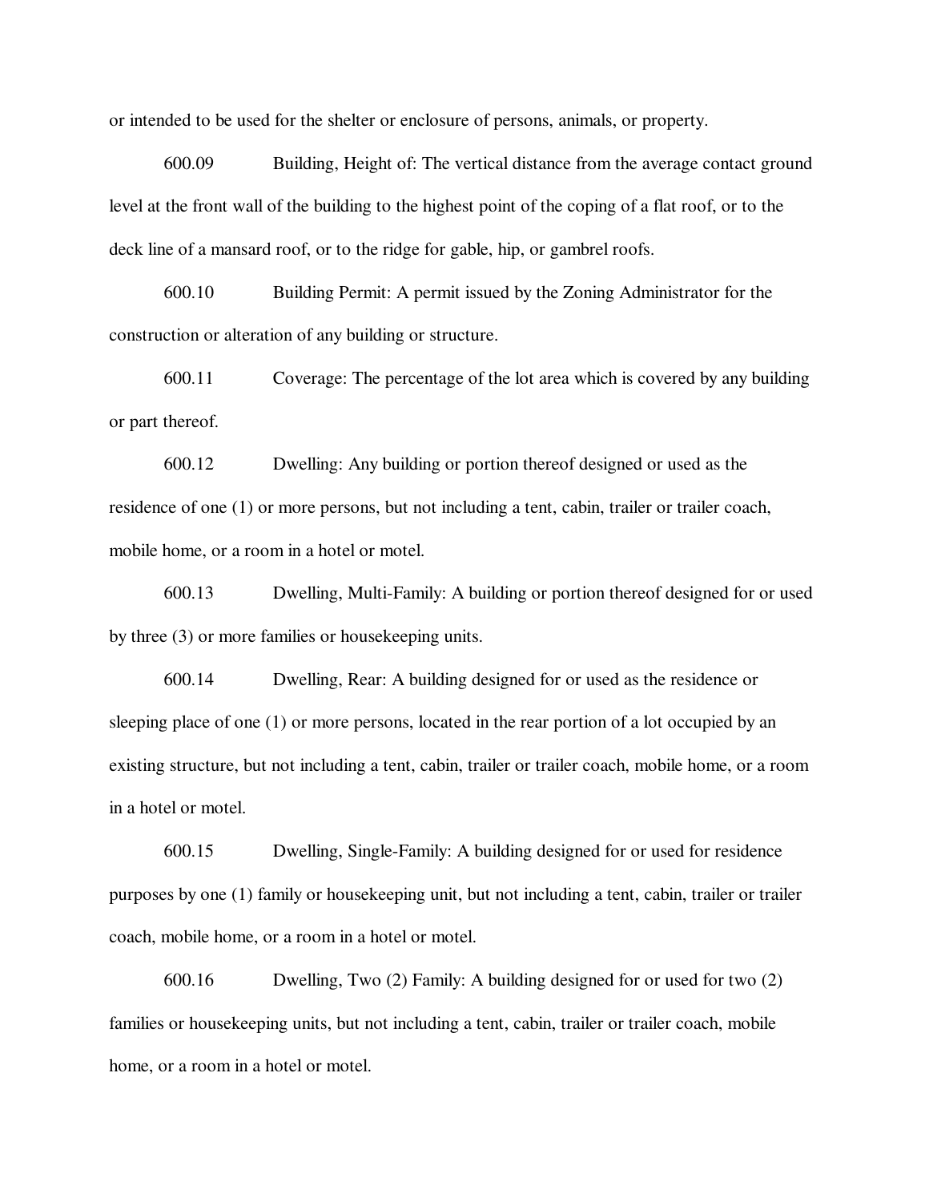or intended to be used for the shelter or enclosure of persons, animals, or property.

600.09 Building, Height of: The vertical distance from the average contact ground level at the front wall of the building to the highest point of the coping of a flat roof, or to the deck line of a mansard roof, or to the ridge for gable, hip, or gambrel roofs.

600.10 Building Permit: A permit issued by the Zoning Administrator for the construction or alteration of any building or structure.

600.11 Coverage: The percentage of the lot area which is covered by any building or part thereof.

600.12 Dwelling: Any building or portion thereof designed or used as the residence of one (1) or more persons, but not including a tent, cabin, trailer or trailer coach, mobile home, or a room in a hotel or motel.

600.13 Dwelling, Multi-Family: A building or portion thereof designed for or used by three (3) or more families or housekeeping units.

600.14 Dwelling, Rear: A building designed for or used as the residence or sleeping place of one (1) or more persons, located in the rear portion of a lot occupied by an existing structure, but not including a tent, cabin, trailer or trailer coach, mobile home, or a room in a hotel or motel.

600.15 Dwelling, Single-Family: A building designed for or used for residence purposes by one (1) family or housekeeping unit, but not including a tent, cabin, trailer or trailer coach, mobile home, or a room in a hotel or motel.

600.16 Dwelling, Two (2) Family: A building designed for or used for two (2) families or housekeeping units, but not including a tent, cabin, trailer or trailer coach, mobile home, or a room in a hotel or motel.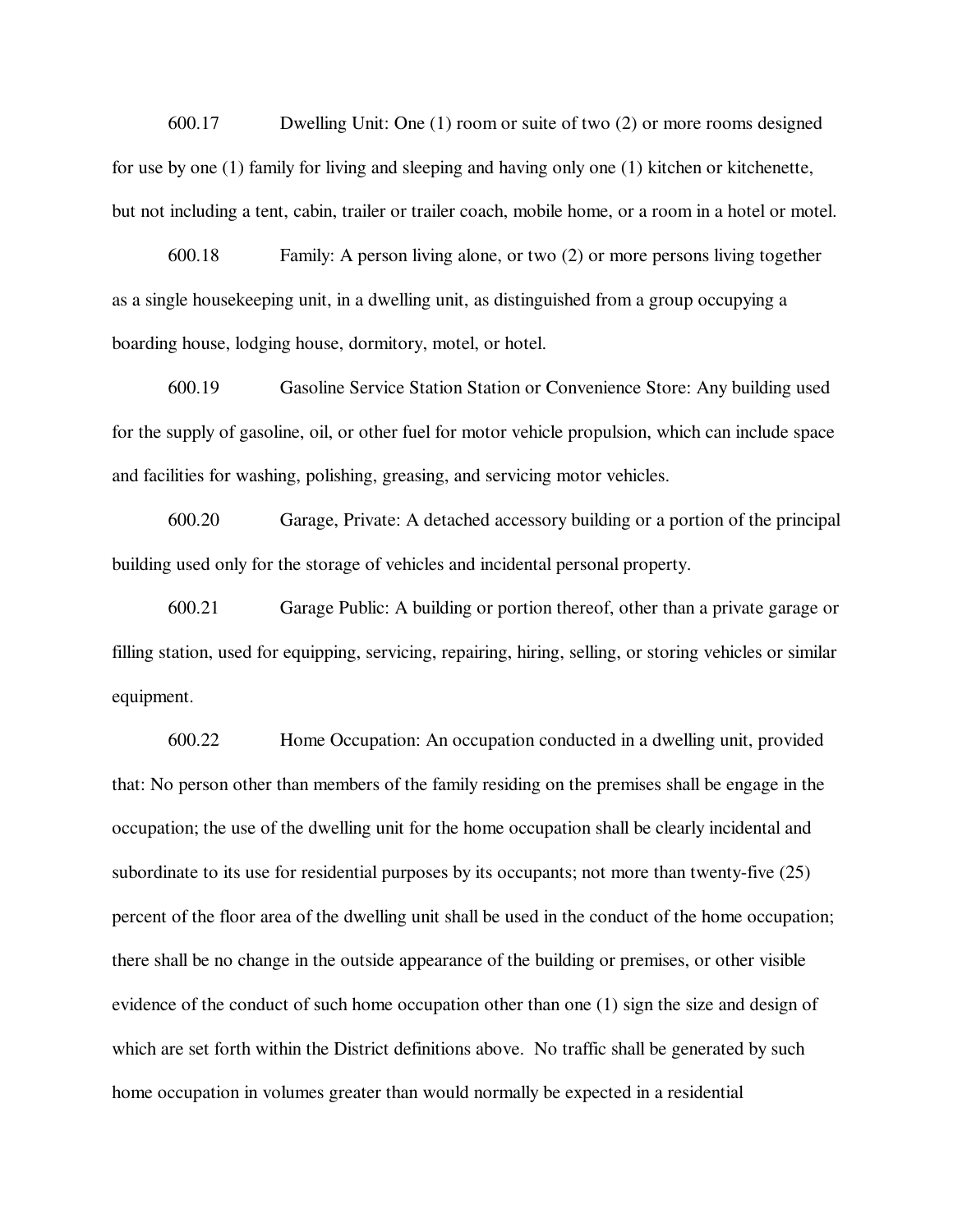600.17 Dwelling Unit: One (1) room or suite of two (2) or more rooms designed for use by one (1) family for living and sleeping and having only one (1) kitchen or kitchenette, but not including a tent, cabin, trailer or trailer coach, mobile home, or a room in a hotel or motel.

600.18 Family: A person living alone, or two (2) or more persons living together as a single housekeeping unit, in a dwelling unit, as distinguished from a group occupying a boarding house, lodging house, dormitory, motel, or hotel.

600.19 Gasoline Service Station Station or Convenience Store: Any building used for the supply of gasoline, oil, or other fuel for motor vehicle propulsion, which can include space and facilities for washing, polishing, greasing, and servicing motor vehicles.

600.20 Garage, Private: A detached accessory building or a portion of the principal building used only for the storage of vehicles and incidental personal property.

600.21 Garage Public: A building or portion thereof, other than a private garage or filling station, used for equipping, servicing, repairing, hiring, selling, or storing vehicles or similar equipment.

600.22 Home Occupation: An occupation conducted in a dwelling unit, provided that: No person other than members of the family residing on the premises shall be engage in the occupation; the use of the dwelling unit for the home occupation shall be clearly incidental and subordinate to its use for residential purposes by its occupants; not more than twenty-five (25) percent of the floor area of the dwelling unit shall be used in the conduct of the home occupation; there shall be no change in the outside appearance of the building or premises, or other visible evidence of the conduct of such home occupation other than one (1) sign the size and design of which are set forth within the District definitions above. No traffic shall be generated by such home occupation in volumes greater than would normally be expected in a residential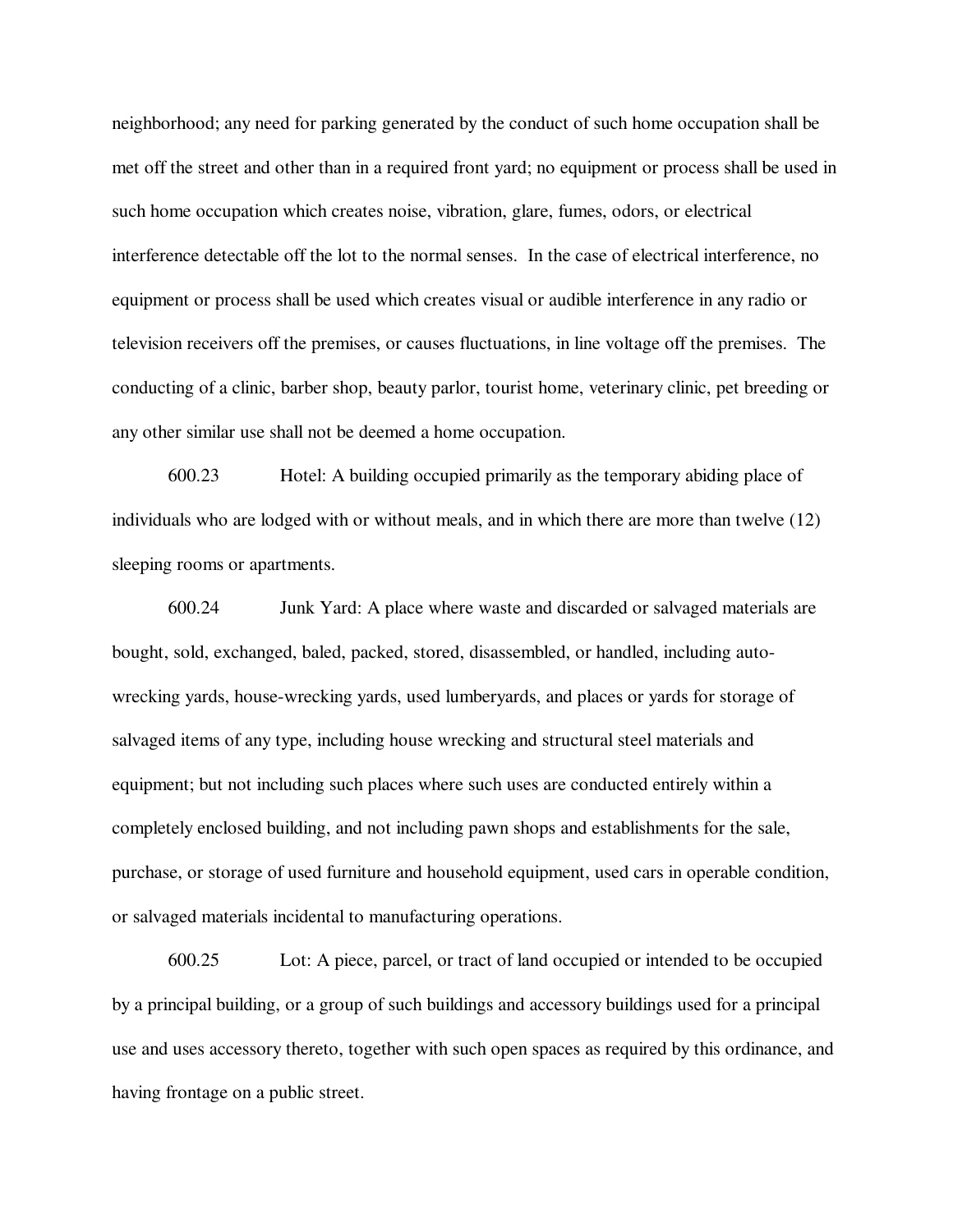neighborhood; any need for parking generated by the conduct of such home occupation shall be met off the street and other than in a required front yard; no equipment or process shall be used in such home occupation which creates noise, vibration, glare, fumes, odors, or electrical interference detectable off the lot to the normal senses. In the case of electrical interference, no equipment or process shall be used which creates visual or audible interference in any radio or television receivers off the premises, or causes fluctuations, in line voltage off the premises. The conducting of a clinic, barber shop, beauty parlor, tourist home, veterinary clinic, pet breeding or any other similar use shall not be deemed a home occupation.

600.23 Hotel: A building occupied primarily as the temporary abiding place of individuals who are lodged with or without meals, and in which there are more than twelve (12) sleeping rooms or apartments.

600.24 Junk Yard: A place where waste and discarded or salvaged materials are bought, sold, exchanged, baled, packed, stored, disassembled, or handled, including auto-wrecking yards, house-wrecking yards, used lumberyards, and places or yards for storage of salvaged items of any type, including house wrecking and structural steel materials and equipment; but not including such places where such uses are conducted entirely within a completely enclosed building, and not including pawn shops and establishments for the sale, purchase, or storage of used furniture and household equipment, used cars in operable condition, or salvaged materials incidental to manufacturing operations.

600.25 Lot: A piece, parcel, or tract of land occupied or intended to be occupied by a principal building, or a group of such buildings and accessory buildings used for a principal use and uses accessory thereto, together with such open spaces as required by this ordinance, and having frontage on a public street.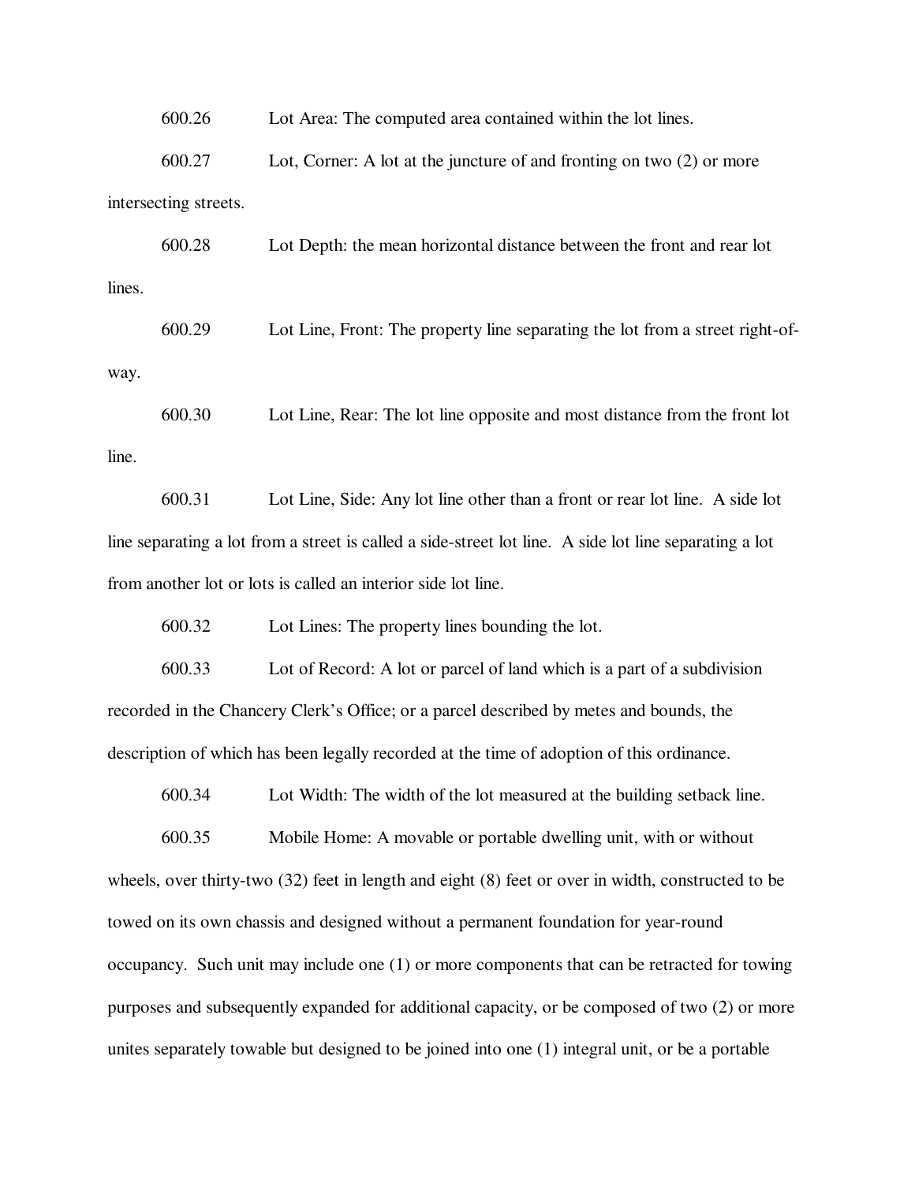600.26 Lot Area: The computed area contained within the lot lines.

600.27 Lot, Corner: A lot at the juncture of and fronting on two (2) or more intersecting streets.

600.28 Lot Depth: the mean horizontal distance between the front and rear lot lines.

600.29 Lot Line, Front: The property line separating the lot from a street right-of-way.

600.30 Lot Line, Rear: The lot line opposite and most distance from the front lot line.

600.31 Lot Line, Side: Any lot line other than a front or rear lot line. A side lot line separating a lot from a street is called a side-street lot line. A side lot line separating a lot from another lot or lots is called an interior side lot line.

600.32 Lot Lines: The property lines bounding the lot.

600.33 Lot of Record: A lot or parcel of land which is a part of a subdivision recorded in the Chancery Clerk's Office; or a parcel described by metes and bounds, the description of which has been legally recorded at the time of adoption of this ordinance.

600.34 Lot Width: The width of the lot measured at the building setback line.

600.35 Mobile Home: A movable or portable dwelling unit, with or without wheels, over thirty-two (32) feet in length and eight (8) feet or over in width, constructed to be towed on its own chassis and designed without a permanent foundation for year-round occupancy. Such unit may include one (1) or more components that can be retracted for towing purposes and subsequently expanded for additional capacity, or be composed of two (2) or more unites separately towable but designed to be joined into one (1) integral unit, or be a portable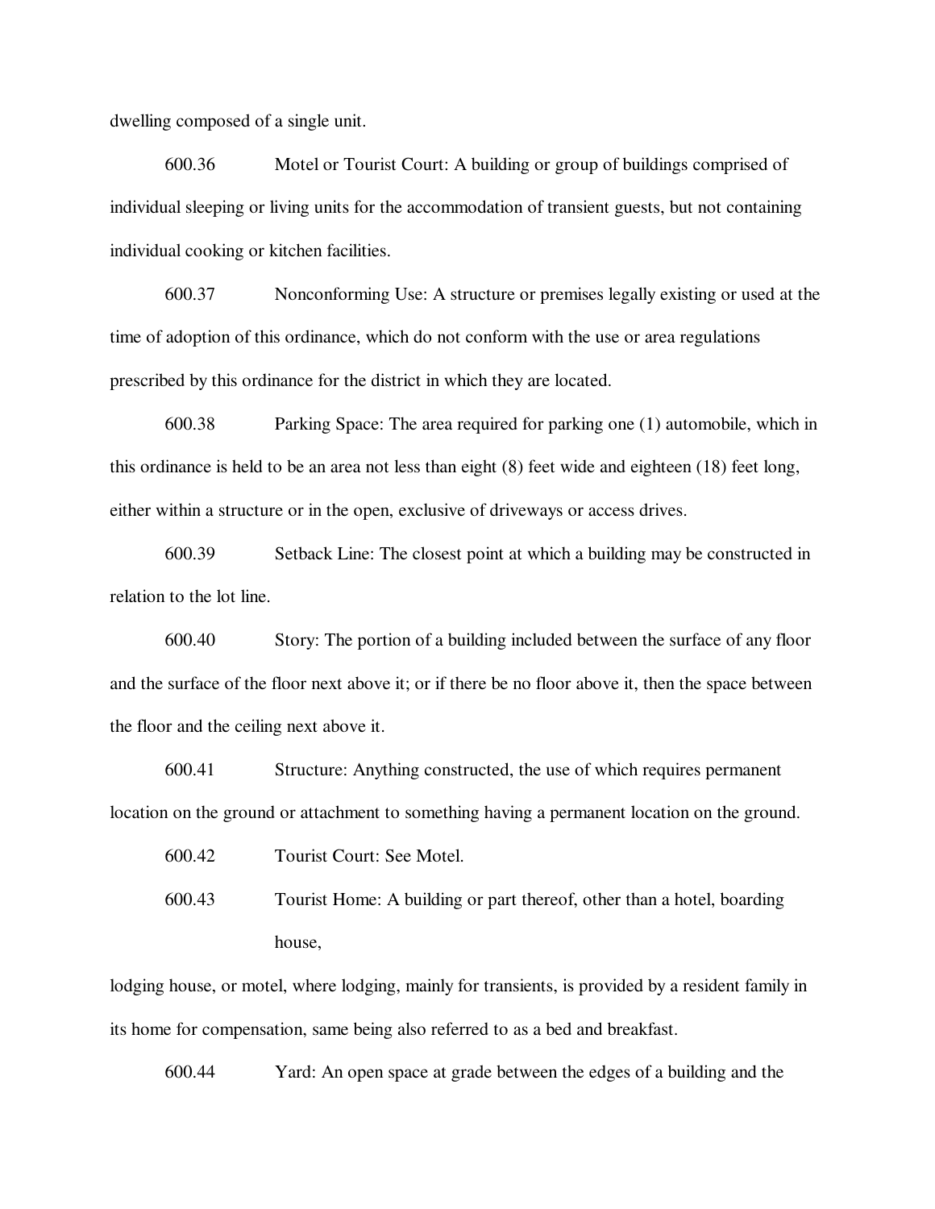dwelling composed of a single unit.

600.36 Motel or Tourist Court: A building or group of buildings comprised of individual sleeping or living units for the accommodation of transient guests, but not containing individual cooking or kitchen facilities.

600.37 Nonconforming Use: A structure or premises legally existing or used at the time of adoption of this ordinance, which do not conform with the use or area regulations prescribed by this ordinance for the district in which they are located.

600.38 Parking Space: The area required for parking one (1) automobile, which in this ordinance is held to be an area not less than eight (8) feet wide and eighteen (18) feet long, either within a structure or in the open, exclusive of driveways or access drives.

600.39 Setback Line: The closest point at which a building may be constructed in relation to the lot line.

600.40 Story: The portion of a building included between the surface of any floor and the surface of the floor next above it; or if there be no floor above it, then the space between the floor and the ceiling next above it.

600.41 Structure: Anything constructed, the use of which requires permanent location on the ground or attachment to something having a permanent location on the ground.

600.42 Tourist Court: See Motel.

600.43 Tourist Home: A building or part thereof, other than a hotel, boarding house,

lodging house, or motel, where lodging, mainly for transients, is provided by a resident family in its home for compensation, same being also referred to as a bed and breakfast.

600.44 Yard: An open space at grade between the edges of a building and the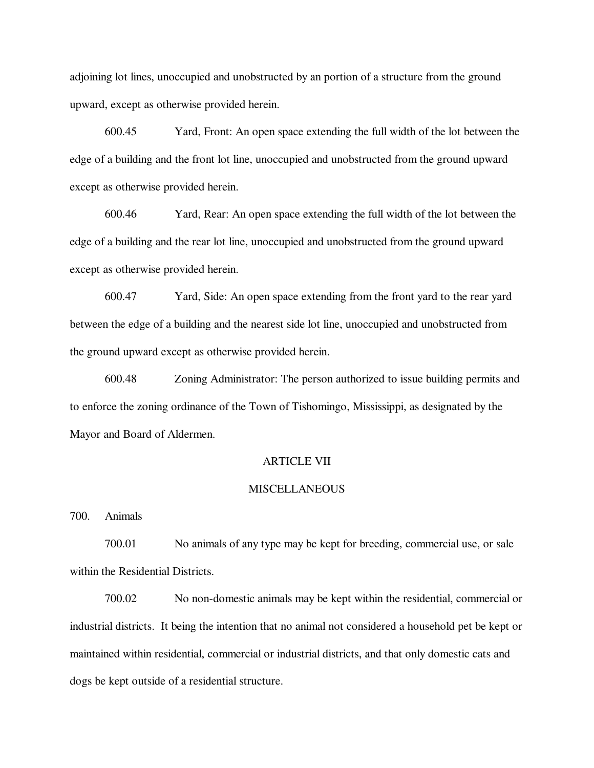adjoining lot lines, unoccupied and unobstructed by an portion of a structure from the ground upward, except as otherwise provided herein.

600.45 Yard, Front: An open space extending the full width of the lot between the edge of a building and the front lot line, unoccupied and unobstructed from the ground upward except as otherwise provided herein.

600.46 Yard, Rear: An open space extending the full width of the lot between the edge of a building and the rear lot line, unoccupied and unobstructed from the ground upward except as otherwise provided herein.

600.47 Yard, Side: An open space extending from the front yard to the rear yard between the edge of a building and the nearest side lot line, unoccupied and unobstructed from the ground upward except as otherwise provided herein.

600.48 Zoning Administrator: The person authorized to issue building permits and to enforce the zoning ordinance of the Town of Tishomingo, Mississippi, as designated by the Mayor and Board of Aldermen.

## ARTICLE VII

## MISCELLANEOUS

700. Animals

700.01 No animals of any type may be kept for breeding, commercial use, or sale within the Residential Districts.

700.02 No non-domestic animals may be kept within the residential, commercial or industrial districts. It being the intention that no animal not considered a household pet be kept or maintained within residential, commercial or industrial districts, and that only domestic cats and dogs be kept outside of a residential structure.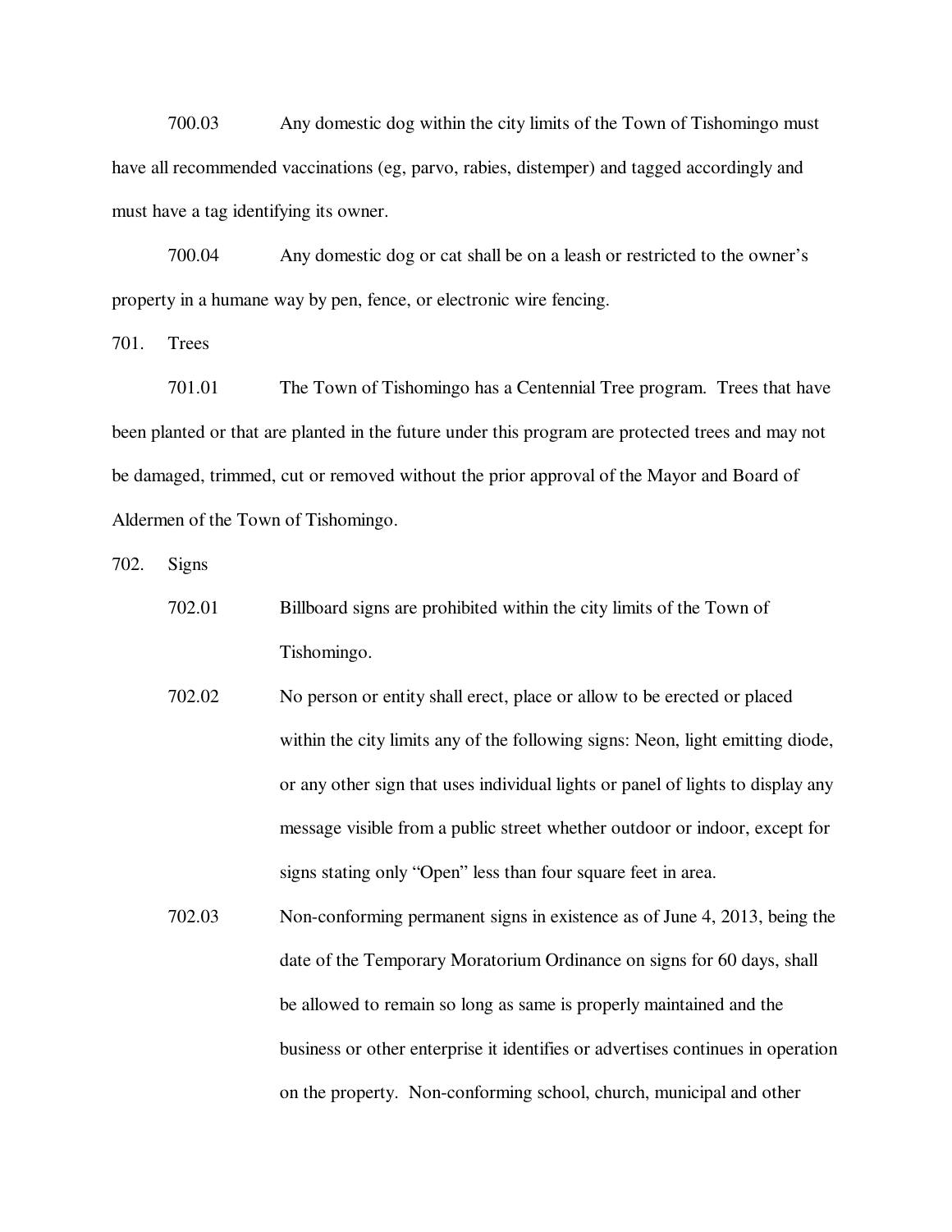700.03 Any domestic dog within the city limits of the Town of Tishomingo must have all recommended vaccinations (eg, parvo, rabies, distemper) and tagged accordingly and must have a tag identifying its owner.

700.04 Any domestic dog or cat shall be on a leash or restricted to the owner's property in a humane way by pen, fence, or electronic wire fencing.

701. Trees

701.01 The Town of Tishomingo has a Centennial Tree program. Trees that have been planted or that are planted in the future under this program are protected trees and may not be damaged, trimmed, cut or removed without the prior approval of the Mayor and Board of Aldermen of the Town of Tishomingo.

702. Signs

702.01 Billboard signs are prohibited within the city limits of the Town of Tishomingo.

702.02 No person or entity shall erect, place or allow to be erected or placed within the city limits any of the following signs: Neon, light emitting diode, or any other sign that uses individual lights or panel of lights to display any message visible from a public street whether outdoor or indoor, except for signs stating only "Open" less than four square feet in area.

702.03 Non-conforming permanent signs in existence as of June 4, 2013, being the date of the Temporary Moratorium Ordinance on signs for 60 days, shall be allowed to remain so long as same is properly maintained and the business or other enterprise it identifies or advertises continues in operation on the property. Non-conforming school, church, municipal and other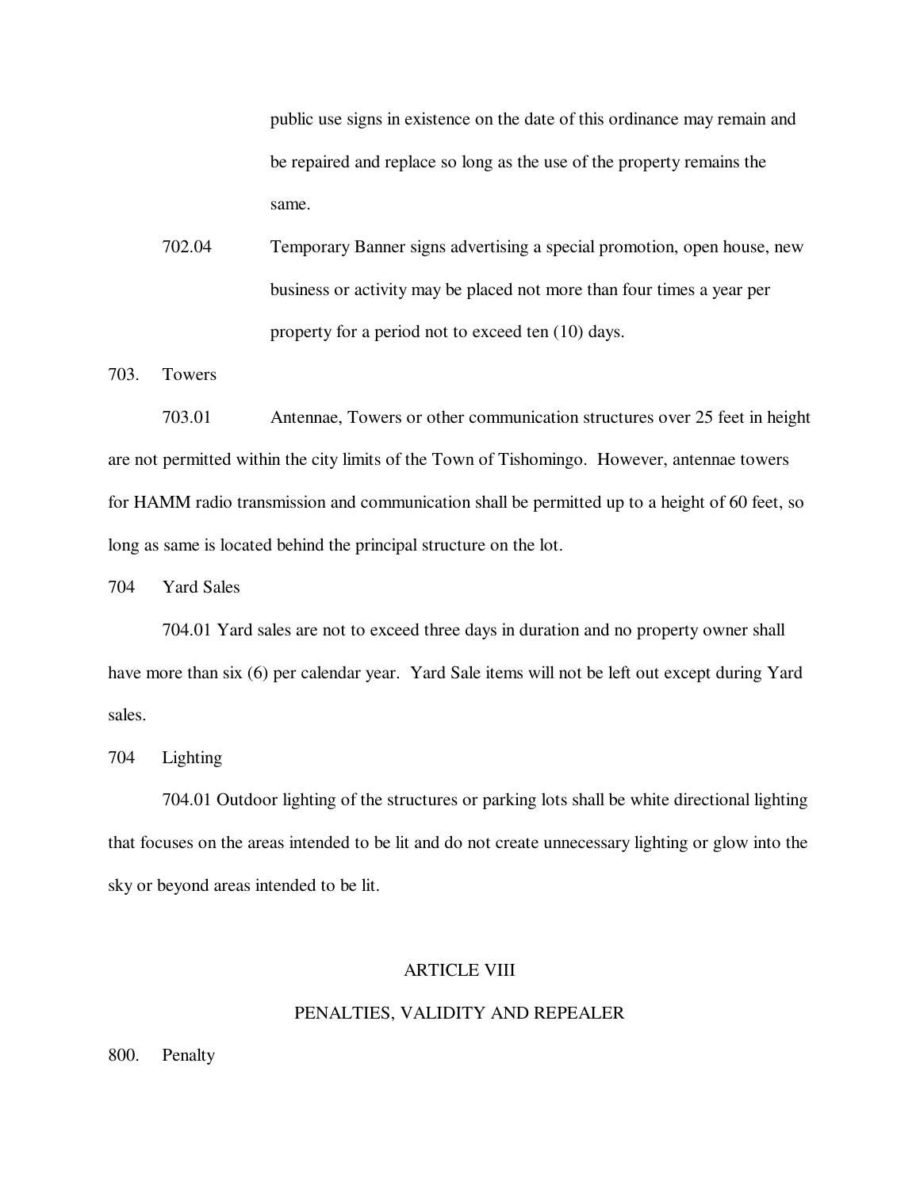public use signs in existence on the date of this ordinance may remain and be repaired and replace so long as the use of the property remains the same.

702.04 Temporary Banner signs advertising a special promotion, open house, new business or activity may be placed not more than four times a year per property for a period not to exceed ten (10) days.

703. Towers

703.01 Antennae, Towers or other communication structures over 25 feet in height are not permitted within the city limits of the Town of Tishomingo. However, antennae towers for HAMM radio transmission and communication shall be permitted up to a height of 60 feet, so long as same is located behind the principal structure on the lot.

704 Yard Sales

704.01 Yard sales are not to exceed three days in duration and no property owner shall have more than six (6) per calendar year. Yard Sale items will not be left out except during Yard sales.

704 Lighting

704.01 Outdoor lighting of the structures or parking lots shall be white directional lighting that focuses on the areas intended to be lit and do not create unnecessary lighting or glow into the sky or beyond areas intended to be lit.

## ARTICLE VIII

## PENALTIES, VALIDITY AND REPEALER

800. Penalty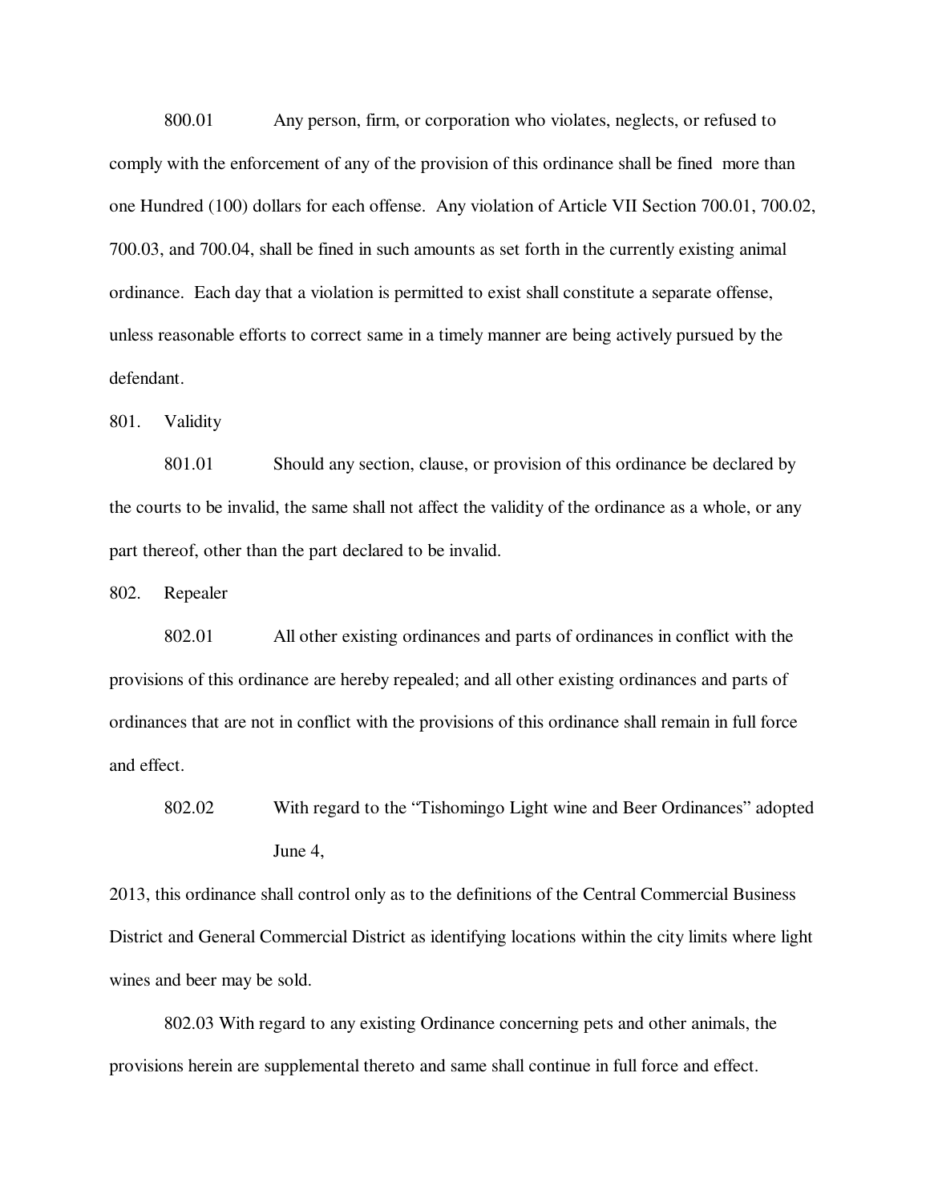800.01 Any person, firm, or corporation who violates, neglects, or refused to comply with the enforcement of any of the provision of this ordinance shall be fined more than one Hundred (100) dollars for each offense. Any violation of Article VII Section 700.01, 700.02, 700.03, and 700.04, shall be fined in such amounts as set forth in the currently existing animal ordinance. Each day that a violation is permitted to exist shall constitute a separate offense, unless reasonable efforts to correct same in a timely manner are being actively pursued by the defendant.

801. Validity

801.01 Should any section, clause, or provision of this ordinance be declared by the courts to be invalid, the same shall not affect the validity of the ordinance as a whole, or any part thereof, other than the part declared to be invalid.

802. Repealer

802.01 All other existing ordinances and parts of ordinances in conflict with the provisions of this ordinance are hereby repealed; and all other existing ordinances and parts of ordinances that are not in conflict with the provisions of this ordinance shall remain in full force and effect.

802.02 With regard to the "Tishomingo Light wine and Beer Ordinances" adopted June 4, 2013, this ordinance shall control only as to the definitions of the Central Commercial Business District and General Commercial District as identifying locations within the city limits where light wines and beer may be sold.

802.03 With regard to any existing Ordinance concerning pets and other animals, the provisions herein are supplemental thereto and same shall continue in full force and effect.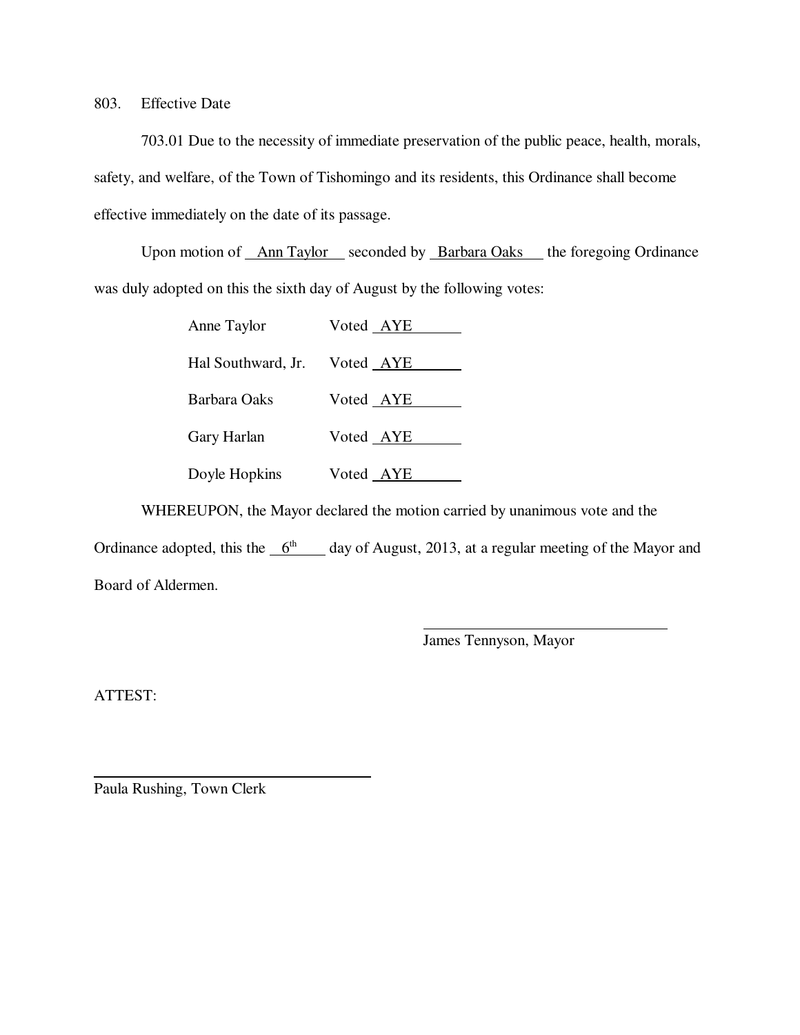803. Effective Date

703.01 Due to the necessity of immediate preservation of the public peace, health, morals, safety, and welfare, of the Town of Tishomingo and its residents, this Ordinance shall become effective immediately on the date of its passage.

Upon motion of Ann Taylor seconded by Barbara Oaks the foregoing Ordinance was duly adopted on this the sixth day of August by the following votes:

| | |
|---|---|
| Anne Taylor | Voted AYE |
| Hal Southward, Jr. | Voted AYE |
| Barbara Oaks | Voted AYE |
| Gary Harlan | Voted AYE |
| Doyle Hopkins | Voted AYE |

WHEREUPON, the Mayor declared the motion carried by unanimous vote and the Ordinance adopted, this the 6th day of August, 2013, at a regular meeting of the Mayor and Board of Aldermen.

James Tennyson, Mayor

ATTEST:

Paula Rushing, Town Clerk